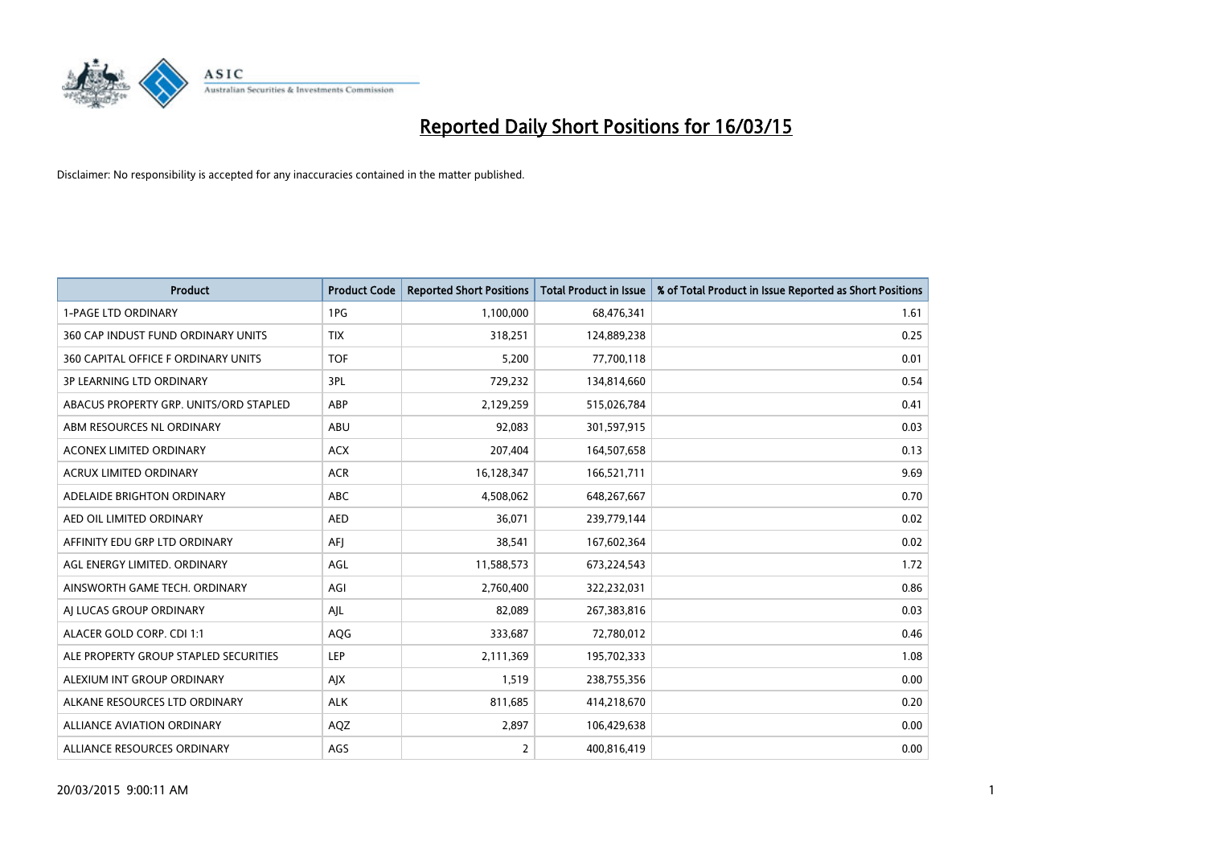# Reported Daily Short Positions for 16/03/15

Disclaimer: No responsibility is accepted for any inaccuracies contained in the matter published.

| Product | Product Code | Reported Short Positions | Total Product in Issue | % of Total Product in Issue Reported as Short Positions |
|---|---|---|---|---|
| 1-PAGE LTD ORDINARY | 1PG | 1,100,000 | 68,476,341 | 1.61 |
| 360 CAP INDUST FUND ORDINARY UNITS | TIX | 318,251 | 124,889,238 | 0.25 |
| 360 CAPITAL OFFICE F ORDINARY UNITS | TOF | 5,200 | 77,700,118 | 0.01 |
| 3P LEARNING LTD ORDINARY | 3PL | 729,232 | 134,814,660 | 0.54 |
| ABACUS PROPERTY GRP. UNITS/ORD STAPLED | ABP | 2,129,259 | 515,026,784 | 0.41 |
| ABM RESOURCES NL ORDINARY | ABU | 92,083 | 301,597,915 | 0.03 |
| ACONEX LIMITED ORDINARY | ACX | 207,404 | 164,507,658 | 0.13 |
| ACRUX LIMITED ORDINARY | ACR | 16,128,347 | 166,521,711 | 9.69 |
| ADELAIDE BRIGHTON ORDINARY | ABC | 4,508,062 | 648,267,667 | 0.70 |
| AED OIL LIMITED ORDINARY | AED | 36,071 | 239,779,144 | 0.02 |
| AFFINITY EDU GRP LTD ORDINARY | AFJ | 38,541 | 167,602,364 | 0.02 |
| AGL ENERGY LIMITED. ORDINARY | AGL | 11,588,573 | 673,224,543 | 1.72 |
| AINSWORTH GAME TECH. ORDINARY | AGI | 2,760,400 | 322,232,031 | 0.86 |
| AJ LUCAS GROUP ORDINARY | AJL | 82,089 | 267,383,816 | 0.03 |
| ALACER GOLD CORP. CDI 1:1 | AQG | 333,687 | 72,780,012 | 0.46 |
| ALE PROPERTY GROUP STAPLED SECURITIES | LEP | 2,111,369 | 195,702,333 | 1.08 |
| ALEXIUM INT GROUP ORDINARY | AJX | 1,519 | 238,755,356 | 0.00 |
| ALKANE RESOURCES LTD ORDINARY | ALK | 811,685 | 414,218,670 | 0.20 |
| ALLIANCE AVIATION ORDINARY | AQZ | 2,897 | 106,429,638 | 0.00 |
| ALLIANCE RESOURCES ORDINARY | AGS | 2 | 400,816,419 | 0.00 |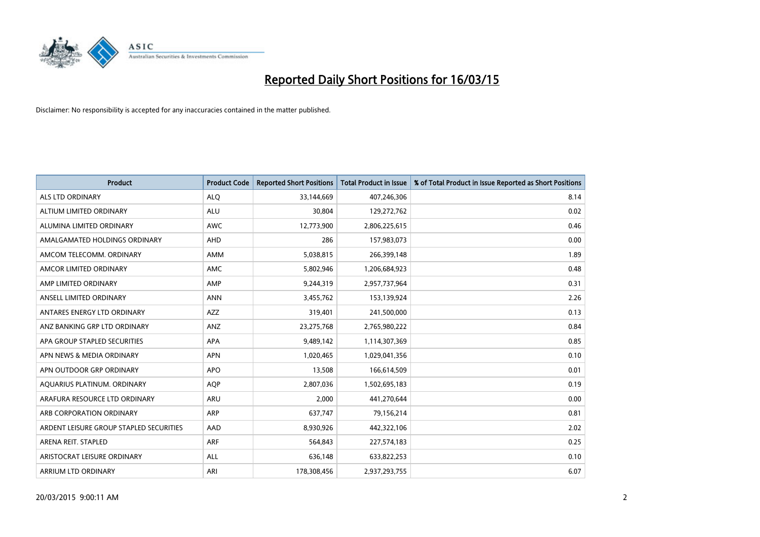# Reported Daily Short Positions for 16/03/15

Disclaimer: No responsibility is accepted for any inaccuracies contained in the matter published.

| Product | Product Code | Reported Short Positions | Total Product in Issue | % of Total Product in Issue Reported as Short Positions |
|---|---|---|---|---|
| ALS LTD ORDINARY | ALQ | 33,144,669 | 407,246,306 | 8.14 |
| ALTIUM LIMITED ORDINARY | ALU | 30,804 | 129,272,762 | 0.02 |
| ALUMINA LIMITED ORDINARY | AWC | 12,773,900 | 2,806,225,615 | 0.46 |
| AMALGAMATED HOLDINGS ORDINARY | AHD | 286 | 157,983,073 | 0.00 |
| AMCOM TELECOMM. ORDINARY | AMM | 5,038,815 | 266,399,148 | 1.89 |
| AMCOR LIMITED ORDINARY | AMC | 5,802,946 | 1,206,684,923 | 0.48 |
| AMP LIMITED ORDINARY | AMP | 9,244,319 | 2,957,737,964 | 0.31 |
| ANSELL LIMITED ORDINARY | ANN | 3,455,762 | 153,139,924 | 2.26 |
| ANTARES ENERGY LTD ORDINARY | AZZ | 319,401 | 241,500,000 | 0.13 |
| ANZ BANKING GRP LTD ORDINARY | ANZ | 23,275,768 | 2,765,980,222 | 0.84 |
| APA GROUP STAPLED SECURITIES | APA | 9,489,142 | 1,114,307,369 | 0.85 |
| APN NEWS & MEDIA ORDINARY | APN | 1,020,465 | 1,029,041,356 | 0.10 |
| APN OUTDOOR GRP ORDINARY | APO | 13,508 | 166,614,509 | 0.01 |
| AQUARIUS PLATINUM. ORDINARY | AQP | 2,807,036 | 1,502,695,183 | 0.19 |
| ARAFURA RESOURCE LTD ORDINARY | ARU | 2,000 | 441,270,644 | 0.00 |
| ARB CORPORATION ORDINARY | ARP | 637,747 | 79,156,214 | 0.81 |
| ARDENT LEISURE GROUP STAPLED SECURITIES | AAD | 8,930,926 | 442,322,106 | 2.02 |
| ARENA REIT. STAPLED | ARF | 564,843 | 227,574,183 | 0.25 |
| ARISTOCRAT LEISURE ORDINARY | ALL | 636,148 | 633,822,253 | 0.10 |
| ARRIUM LTD ORDINARY | ARI | 178,308,456 | 2,937,293,755 | 6.07 |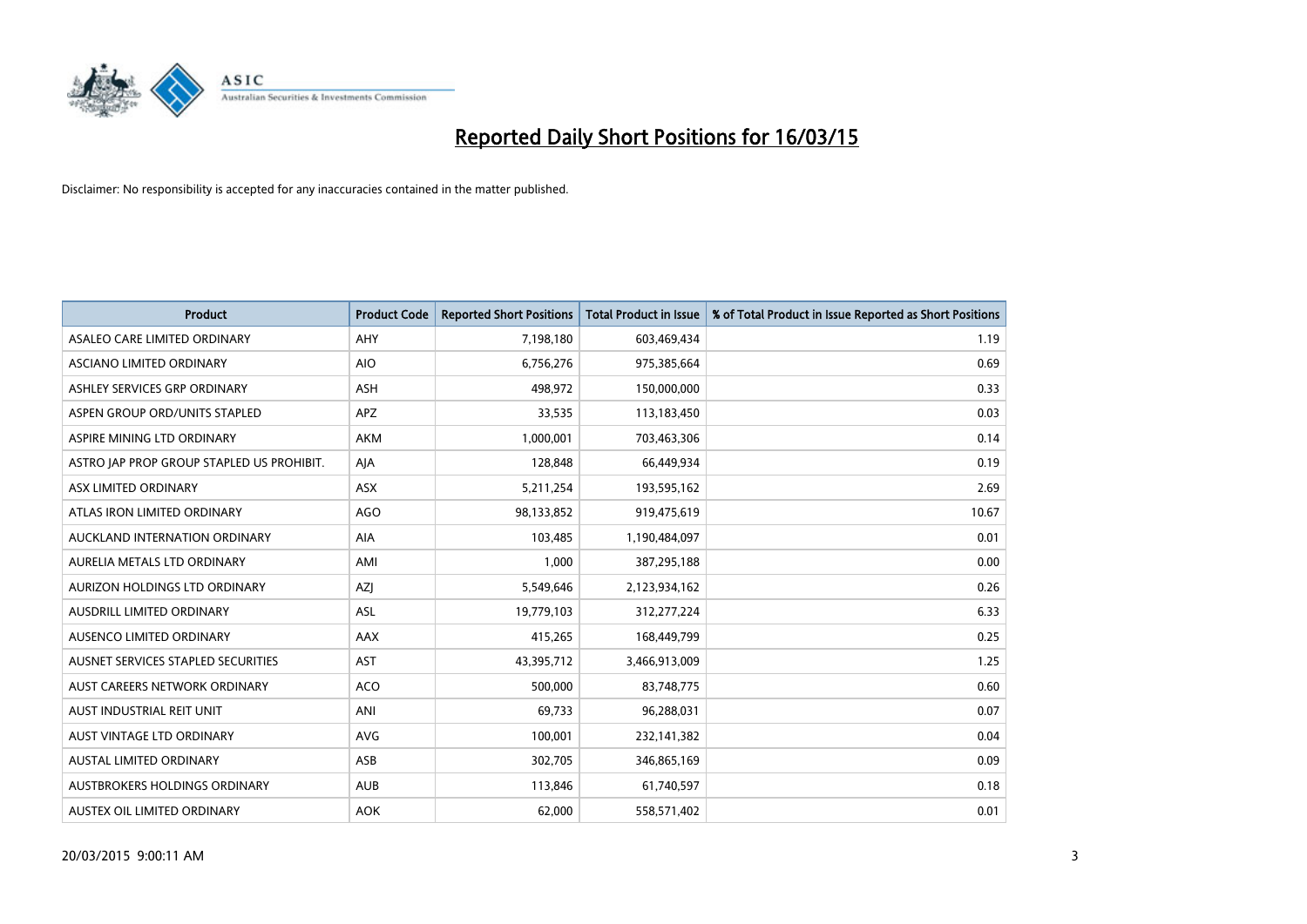# Reported Daily Short Positions for 16/03/15

Disclaimer: No responsibility is accepted for any inaccuracies contained in the matter published.

| Product | Product Code | Reported Short Positions | Total Product in Issue | % of Total Product in Issue Reported as Short Positions |
|---|---|---|---|---|
| ASALEO CARE LIMITED ORDINARY | AHY | 7,198,180 | 603,469,434 | 1.19 |
| ASCIANO LIMITED ORDINARY | AIO | 6,756,276 | 975,385,664 | 0.69 |
| ASHLEY SERVICES GRP ORDINARY | ASH | 498,972 | 150,000,000 | 0.33 |
| ASPEN GROUP ORD/UNITS STAPLED | APZ | 33,535 | 113,183,450 | 0.03 |
| ASPIRE MINING LTD ORDINARY | AKM | 1,000,001 | 703,463,306 | 0.14 |
| ASTRO JAP PROP GROUP STAPLED US PROHIBIT. | AJA | 128,848 | 66,449,934 | 0.19 |
| ASX LIMITED ORDINARY | ASX | 5,211,254 | 193,595,162 | 2.69 |
| ATLAS IRON LIMITED ORDINARY | AGO | 98,133,852 | 919,475,619 | 10.67 |
| AUCKLAND INTERNATION ORDINARY | AIA | 103,485 | 1,190,484,097 | 0.01 |
| AURELIA METALS LTD ORDINARY | AMI | 1,000 | 387,295,188 | 0.00 |
| AURIZON HOLDINGS LTD ORDINARY | AZJ | 5,549,646 | 2,123,934,162 | 0.26 |
| AUSDRILL LIMITED ORDINARY | ASL | 19,779,103 | 312,277,224 | 6.33 |
| AUSENCO LIMITED ORDINARY | AAX | 415,265 | 168,449,799 | 0.25 |
| AUSNET SERVICES STAPLED SECURITIES | AST | 43,395,712 | 3,466,913,009 | 1.25 |
| AUST CAREERS NETWORK ORDINARY | ACO | 500,000 | 83,748,775 | 0.60 |
| AUST INDUSTRIAL REIT UNIT | ANI | 69,733 | 96,288,031 | 0.07 |
| AUST VINTAGE LTD ORDINARY | AVG | 100,001 | 232,141,382 | 0.04 |
| AUSTAL LIMITED ORDINARY | ASB | 302,705 | 346,865,169 | 0.09 |
| AUSTBROKERS HOLDINGS ORDINARY | AUB | 113,846 | 61,740,597 | 0.18 |
| AUSTEX OIL LIMITED ORDINARY | AOK | 62,000 | 558,571,402 | 0.01 |

20/03/2015 9:00:11 AM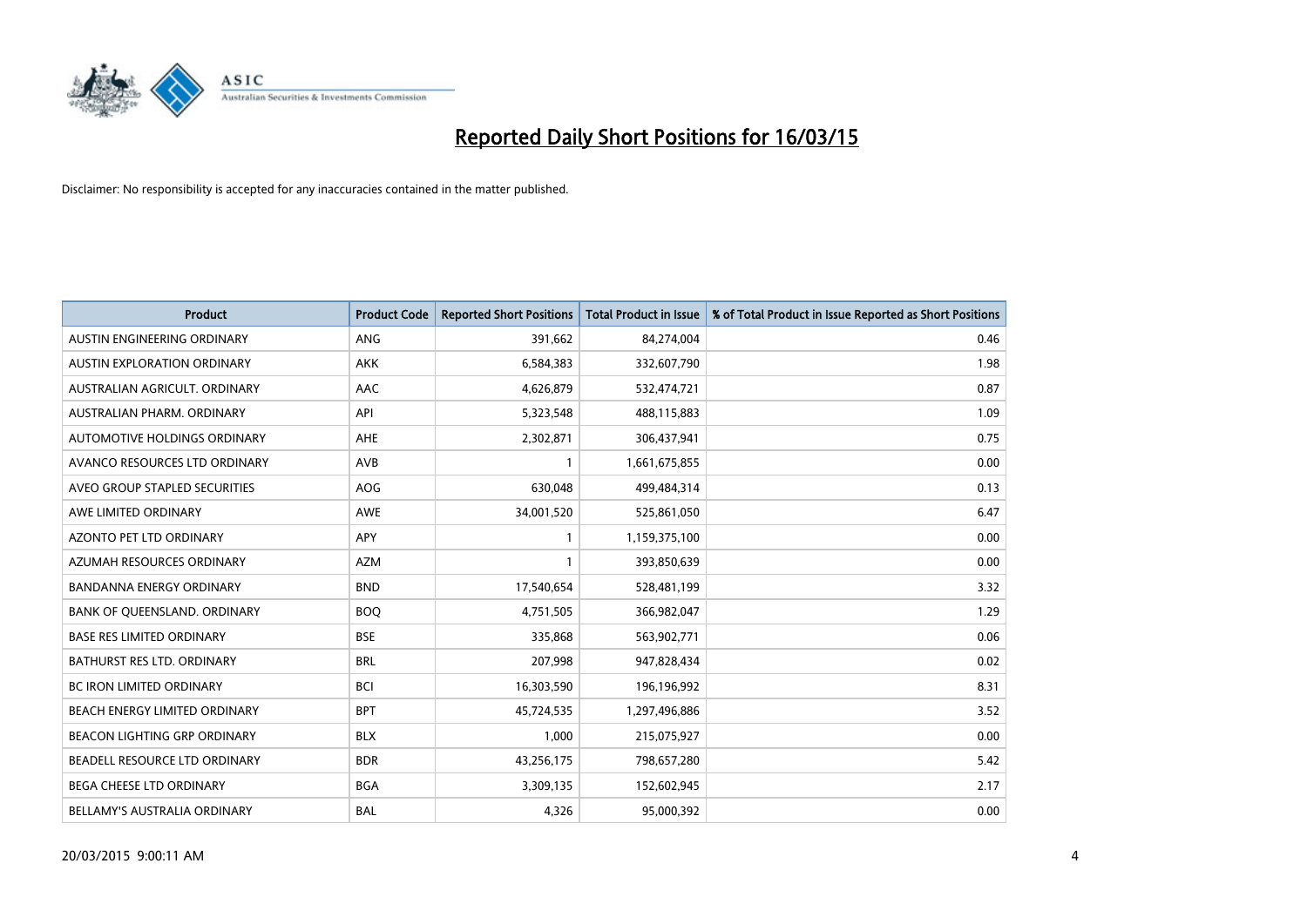# Reported Daily Short Positions for 16/03/15

Disclaimer: No responsibility is accepted for any inaccuracies contained in the matter published.

| Product | Product Code | Reported Short Positions | Total Product in Issue | % of Total Product in Issue Reported as Short Positions |
|---|---|---|---|---|
| AUSTIN ENGINEERING ORDINARY | ANG | 391,662 | 84,274,004 | 0.46 |
| AUSTIN EXPLORATION ORDINARY | AKK | 6,584,383 | 332,607,790 | 1.98 |
| AUSTRALIAN AGRICULT. ORDINARY | AAC | 4,626,879 | 532,474,721 | 0.87 |
| AUSTRALIAN PHARM. ORDINARY | API | 5,323,548 | 488,115,883 | 1.09 |
| AUTOMOTIVE HOLDINGS ORDINARY | AHE | 2,302,871 | 306,437,941 | 0.75 |
| AVANCO RESOURCES LTD ORDINARY | AVB | 1 | 1,661,675,855 | 0.00 |
| AVEO GROUP STAPLED SECURITIES | AOG | 630,048 | 499,484,314 | 0.13 |
| AWE LIMITED ORDINARY | AWE | 34,001,520 | 525,861,050 | 6.47 |
| AZONTO PET LTD ORDINARY | APY | 1 | 1,159,375,100 | 0.00 |
| AZUMAH RESOURCES ORDINARY | AZM | 1 | 393,850,639 | 0.00 |
| BANDANNA ENERGY ORDINARY | BND | 17,540,654 | 528,481,199 | 3.32 |
| BANK OF QUEENSLAND. ORDINARY | BOQ | 4,751,505 | 366,982,047 | 1.29 |
| BASE RES LIMITED ORDINARY | BSE | 335,868 | 563,902,771 | 0.06 |
| BATHURST RES LTD. ORDINARY | BRL | 207,998 | 947,828,434 | 0.02 |
| BC IRON LIMITED ORDINARY | BCI | 16,303,590 | 196,196,992 | 8.31 |
| BEACH ENERGY LIMITED ORDINARY | BPT | 45,724,535 | 1,297,496,886 | 3.52 |
| BEACON LIGHTING GRP ORDINARY | BLX | 1,000 | 215,075,927 | 0.00 |
| BEADELL RESOURCE LTD ORDINARY | BDR | 43,256,175 | 798,657,280 | 5.42 |
| BEGA CHEESE LTD ORDINARY | BGA | 3,309,135 | 152,602,945 | 2.17 |
| BELLAMY'S AUSTRALIA ORDINARY | BAL | 4,326 | 95,000,392 | 0.00 |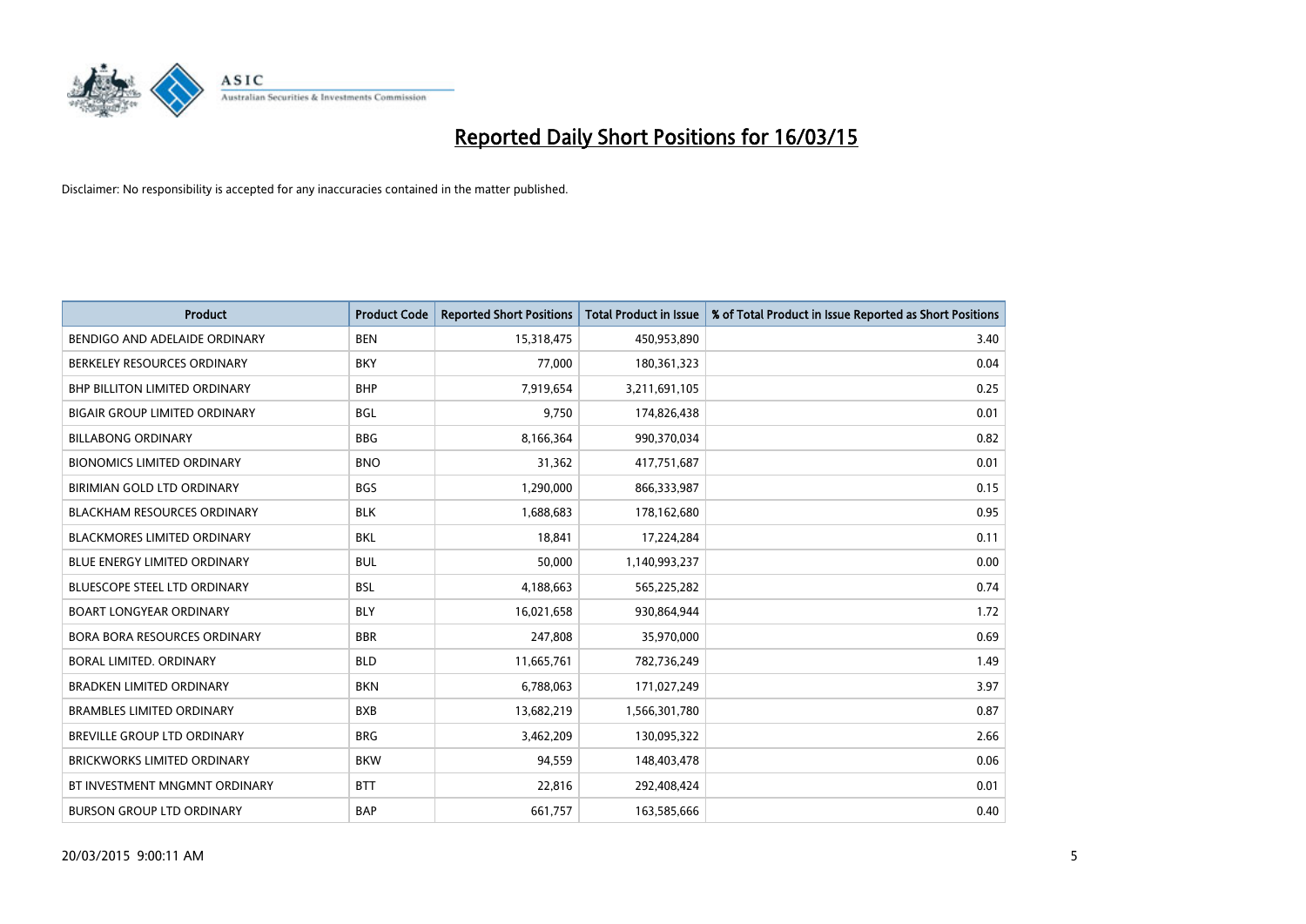# Reported Daily Short Positions for 16/03/15

Disclaimer: No responsibility is accepted for any inaccuracies contained in the matter published.

| Product | Product Code | Reported Short Positions | Total Product in Issue | % of Total Product in Issue Reported as Short Positions |
|---|---|---|---|---|
| BENDIGO AND ADELAIDE ORDINARY | BEN | 15,318,475 | 450,953,890 | 3.40 |
| BERKELEY RESOURCES ORDINARY | BKY | 77,000 | 180,361,323 | 0.04 |
| BHP BILLITON LIMITED ORDINARY | BHP | 7,919,654 | 3,211,691,105 | 0.25 |
| BIGAIR GROUP LIMITED ORDINARY | BGL | 9,750 | 174,826,438 | 0.01 |
| BILLABONG ORDINARY | BBG | 8,166,364 | 990,370,034 | 0.82 |
| BIONOMICS LIMITED ORDINARY | BNO | 31,362 | 417,751,687 | 0.01 |
| BIRIMIAN GOLD LTD ORDINARY | BGS | 1,290,000 | 866,333,987 | 0.15 |
| BLACKHAM RESOURCES ORDINARY | BLK | 1,688,683 | 178,162,680 | 0.95 |
| BLACKMORES LIMITED ORDINARY | BKL | 18,841 | 17,224,284 | 0.11 |
| BLUE ENERGY LIMITED ORDINARY | BUL | 50,000 | 1,140,993,237 | 0.00 |
| BLUESCOPE STEEL LTD ORDINARY | BSL | 4,188,663 | 565,225,282 | 0.74 |
| BOART LONGYEAR ORDINARY | BLY | 16,021,658 | 930,864,944 | 1.72 |
| BORA BORA RESOURCES ORDINARY | BBR | 247,808 | 35,970,000 | 0.69 |
| BORAL LIMITED. ORDINARY | BLD | 11,665,761 | 782,736,249 | 1.49 |
| BRADKEN LIMITED ORDINARY | BKN | 6,788,063 | 171,027,249 | 3.97 |
| BRAMBLES LIMITED ORDINARY | BXB | 13,682,219 | 1,566,301,780 | 0.87 |
| BREVILLE GROUP LTD ORDINARY | BRG | 3,462,209 | 130,095,322 | 2.66 |
| BRICKWORKS LIMITED ORDINARY | BKW | 94,559 | 148,403,478 | 0.06 |
| BT INVESTMENT MNGMNT ORDINARY | BTT | 22,816 | 292,408,424 | 0.01 |
| BURSON GROUP LTD ORDINARY | BAP | 661,757 | 163,585,666 | 0.40 |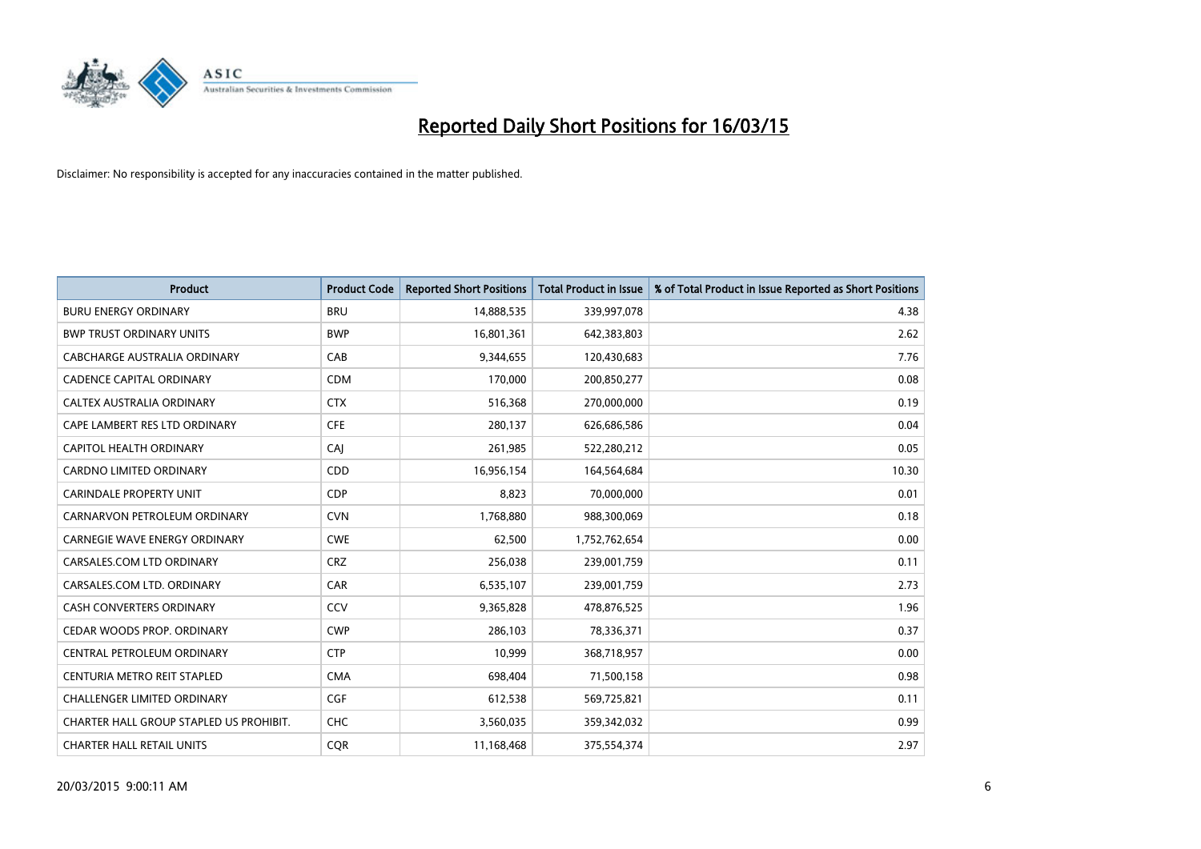# Reported Daily Short Positions for 16/03/15

Disclaimer: No responsibility is accepted for any inaccuracies contained in the matter published.

| Product | Product Code | Reported Short Positions | Total Product in Issue | % of Total Product in Issue Reported as Short Positions |
|---|---|---|---|---|
| BURU ENERGY ORDINARY | BRU | 14,888,535 | 339,997,078 | 4.38 |
| BWP TRUST ORDINARY UNITS | BWP | 16,801,361 | 642,383,803 | 2.62 |
| CABCHARGE AUSTRALIA ORDINARY | CAB | 9,344,655 | 120,430,683 | 7.76 |
| CADENCE CAPITAL ORDINARY | CDM | 170,000 | 200,850,277 | 0.08 |
| CALTEX AUSTRALIA ORDINARY | CTX | 516,368 | 270,000,000 | 0.19 |
| CAPE LAMBERT RES LTD ORDINARY | CFE | 280,137 | 626,686,586 | 0.04 |
| CAPITOL HEALTH ORDINARY | CAJ | 261,985 | 522,280,212 | 0.05 |
| CARDNO LIMITED ORDINARY | CDD | 16,956,154 | 164,564,684 | 10.30 |
| CARINDALE PROPERTY UNIT | CDP | 8,823 | 70,000,000 | 0.01 |
| CARNARVON PETROLEUM ORDINARY | CVN | 1,768,880 | 988,300,069 | 0.18 |
| CARNEGIE WAVE ENERGY ORDINARY | CWE | 62,500 | 1,752,762,654 | 0.00 |
| CARSALES.COM LTD ORDINARY | CRZ | 256,038 | 239,001,759 | 0.11 |
| CARSALES.COM LTD. ORDINARY | CAR | 6,535,107 | 239,001,759 | 2.73 |
| CASH CONVERTERS ORDINARY | CCV | 9,365,828 | 478,876,525 | 1.96 |
| CEDAR WOODS PROP. ORDINARY | CWP | 286,103 | 78,336,371 | 0.37 |
| CENTRAL PETROLEUM ORDINARY | CTP | 10,999 | 368,718,957 | 0.00 |
| CENTURIA METRO REIT STAPLED | CMA | 698,404 | 71,500,158 | 0.98 |
| CHALLENGER LIMITED ORDINARY | CGF | 612,538 | 569,725,821 | 0.11 |
| CHARTER HALL GROUP STAPLED US PROHIBIT. | CHC | 3,560,035 | 359,342,032 | 0.99 |
| CHARTER HALL RETAIL UNITS | CQR | 11,168,468 | 375,554,374 | 2.97 |

20/03/2015 9:00:11 AM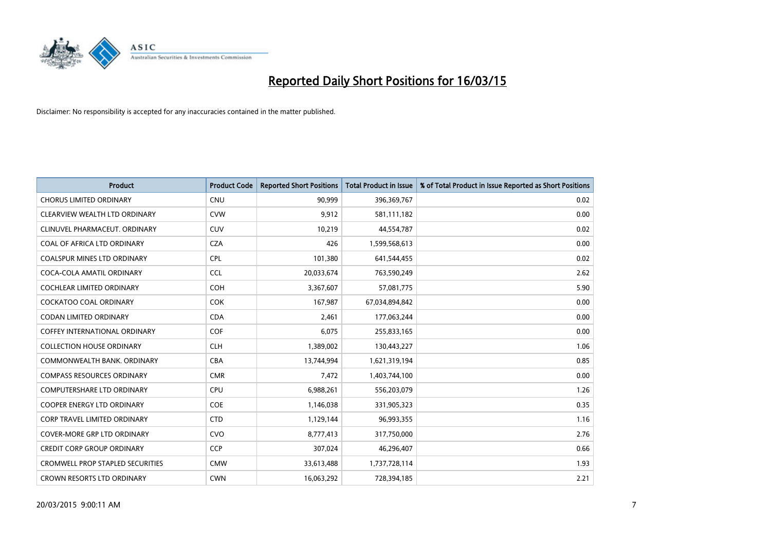# Reported Daily Short Positions for 16/03/15

Disclaimer: No responsibility is accepted for any inaccuracies contained in the matter published.

| Product | Product Code | Reported Short Positions | Total Product in Issue | % of Total Product in Issue Reported as Short Positions |
|---|---|---|---|---|
| CHORUS LIMITED ORDINARY | CNU | 90,999 | 396,369,767 | 0.02 |
| CLEARVIEW WEALTH LTD ORDINARY | CVW | 9,912 | 581,111,182 | 0.00 |
| CLINUVEL PHARMACEUT. ORDINARY | CUV | 10,219 | 44,554,787 | 0.02 |
| COAL OF AFRICA LTD ORDINARY | CZA | 426 | 1,599,568,613 | 0.00 |
| COALSPUR MINES LTD ORDINARY | CPL | 101,380 | 641,544,455 | 0.02 |
| COCA-COLA AMATIL ORDINARY | CCL | 20,033,674 | 763,590,249 | 2.62 |
| COCHLEAR LIMITED ORDINARY | COH | 3,367,607 | 57,081,775 | 5.90 |
| COCKATOO COAL ORDINARY | COK | 167,987 | 67,034,894,842 | 0.00 |
| CODAN LIMITED ORDINARY | CDA | 2,461 | 177,063,244 | 0.00 |
| COFFEY INTERNATIONAL ORDINARY | COF | 6,075 | 255,833,165 | 0.00 |
| COLLECTION HOUSE ORDINARY | CLH | 1,389,002 | 130,443,227 | 1.06 |
| COMMONWEALTH BANK. ORDINARY | CBA | 13,744,994 | 1,621,319,194 | 0.85 |
| COMPASS RESOURCES ORDINARY | CMR | 7,472 | 1,403,744,100 | 0.00 |
| COMPUTERSHARE LTD ORDINARY | CPU | 6,988,261 | 556,203,079 | 1.26 |
| COOPER ENERGY LTD ORDINARY | COE | 1,146,038 | 331,905,323 | 0.35 |
| CORP TRAVEL LIMITED ORDINARY | CTD | 1,129,144 | 96,993,355 | 1.16 |
| COVER-MORE GRP LTD ORDINARY | CVO | 8,777,413 | 317,750,000 | 2.76 |
| CREDIT CORP GROUP ORDINARY | CCP | 307,024 | 46,296,407 | 0.66 |
| CROMWELL PROP STAPLED SECURITIES | CMW | 33,613,488 | 1,737,728,114 | 1.93 |
| CROWN RESORTS LTD ORDINARY | CWN | 16,063,292 | 728,394,185 | 2.21 |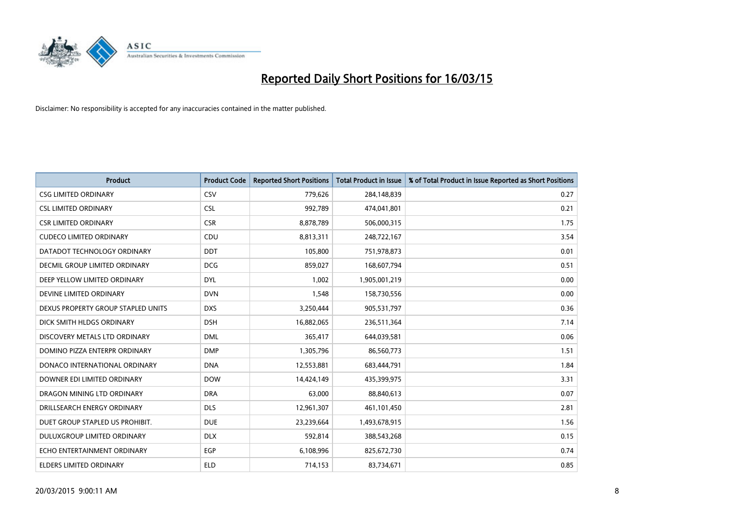# Reported Daily Short Positions for 16/03/15

Disclaimer: No responsibility is accepted for any inaccuracies contained in the matter published.

| Product | Product Code | Reported Short Positions | Total Product in Issue | % of Total Product in Issue Reported as Short Positions |
|---|---|---|---|---|
| CSG LIMITED ORDINARY | CSV | 779,626 | 284,148,839 | 0.27 |
| CSL LIMITED ORDINARY | CSL | 992,789 | 474,041,801 | 0.21 |
| CSR LIMITED ORDINARY | CSR | 8,878,789 | 506,000,315 | 1.75 |
| CUDECO LIMITED ORDINARY | CDU | 8,813,311 | 248,722,167 | 3.54 |
| DATADOT TECHNOLOGY ORDINARY | DDT | 105,800 | 751,978,873 | 0.01 |
| DECMIL GROUP LIMITED ORDINARY | DCG | 859,027 | 168,607,794 | 0.51 |
| DEEP YELLOW LIMITED ORDINARY | DYL | 1,002 | 1,905,001,219 | 0.00 |
| DEVINE LIMITED ORDINARY | DVN | 1,548 | 158,730,556 | 0.00 |
| DEXUS PROPERTY GROUP STAPLED UNITS | DXS | 3,250,444 | 905,531,797 | 0.36 |
| DICK SMITH HLDGS ORDINARY | DSH | 16,882,065 | 236,511,364 | 7.14 |
| DISCOVERY METALS LTD ORDINARY | DML | 365,417 | 644,039,581 | 0.06 |
| DOMINO PIZZA ENTERPR ORDINARY | DMP | 1,305,796 | 86,560,773 | 1.51 |
| DONACO INTERNATIONAL ORDINARY | DNA | 12,553,881 | 683,444,791 | 1.84 |
| DOWNER EDI LIMITED ORDINARY | DOW | 14,424,149 | 435,399,975 | 3.31 |
| DRAGON MINING LTD ORDINARY | DRA | 63,000 | 88,840,613 | 0.07 |
| DRILLSEARCH ENERGY ORDINARY | DLS | 12,961,307 | 461,101,450 | 2.81 |
| DUET GROUP STAPLED US PROHIBIT. | DUE | 23,239,664 | 1,493,678,915 | 1.56 |
| DULUXGROUP LIMITED ORDINARY | DLX | 592,814 | 388,543,268 | 0.15 |
| ECHO ENTERTAINMENT ORDINARY | EGP | 6,108,996 | 825,672,730 | 0.74 |
| ELDERS LIMITED ORDINARY | ELD | 714,153 | 83,734,671 | 0.85 |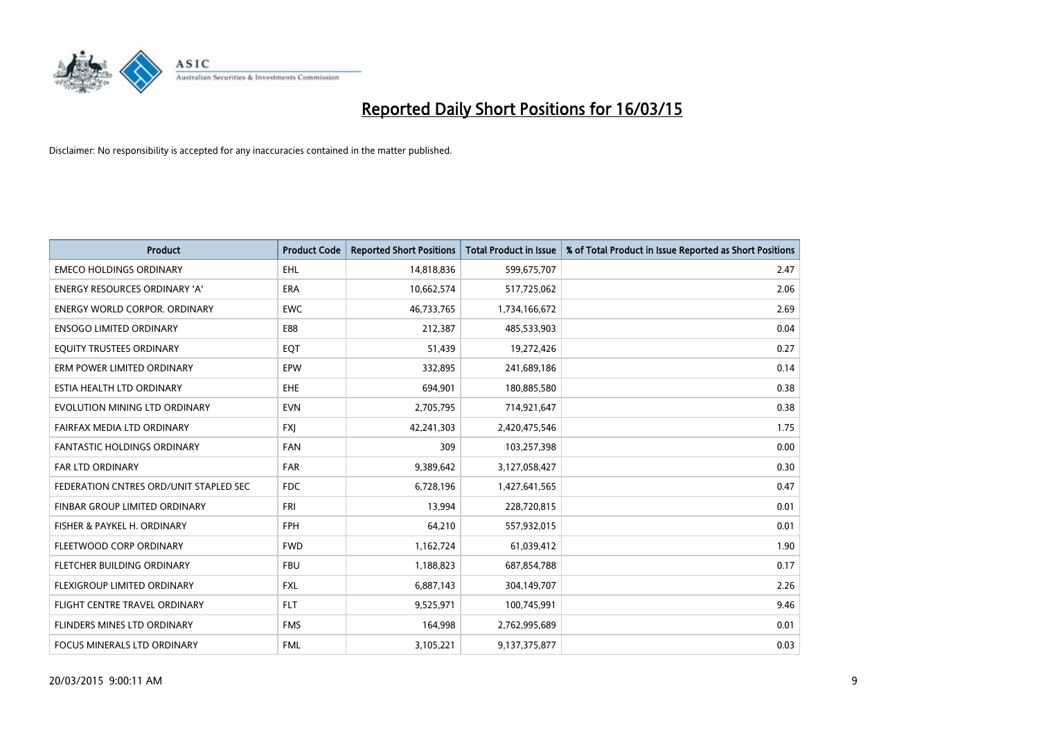# Reported Daily Short Positions for 16/03/15

Disclaimer: No responsibility is accepted for any inaccuracies contained in the matter published.

| Product | Product Code | Reported Short Positions | Total Product in Issue | % of Total Product in Issue Reported as Short Positions |
|---|---|---|---|---|
| EMECO HOLDINGS ORDINARY | EHL | 14,818,836 | 599,675,707 | 2.47 |
| ENERGY RESOURCES ORDINARY 'A' | ERA | 10,662,574 | 517,725,062 | 2.06 |
| ENERGY WORLD CORPOR. ORDINARY | EWC | 46,733,765 | 1,734,166,672 | 2.69 |
| ENSOGO LIMITED ORDINARY | E88 | 212,387 | 485,533,903 | 0.04 |
| EQUITY TRUSTEES ORDINARY | EQT | 51,439 | 19,272,426 | 0.27 |
| ERM POWER LIMITED ORDINARY | EPW | 332,895 | 241,689,186 | 0.14 |
| ESTIA HEALTH LTD ORDINARY | EHE | 694,901 | 180,885,580 | 0.38 |
| EVOLUTION MINING LTD ORDINARY | EVN | 2,705,795 | 714,921,647 | 0.38 |
| FAIRFAX MEDIA LTD ORDINARY | FXJ | 42,241,303 | 2,420,475,546 | 1.75 |
| FANTASTIC HOLDINGS ORDINARY | FAN | 309 | 103,257,398 | 0.00 |
| FAR LTD ORDINARY | FAR | 9,389,642 | 3,127,058,427 | 0.30 |
| FEDERATION CNTRES ORD/UNIT STAPLED SEC | FDC | 6,728,196 | 1,427,641,565 | 0.47 |
| FINBAR GROUP LIMITED ORDINARY | FRI | 13,994 | 228,720,815 | 0.01 |
| FISHER & PAYKEL H. ORDINARY | FPH | 64,210 | 557,932,015 | 0.01 |
| FLEETWOOD CORP ORDINARY | FWD | 1,162,724 | 61,039,412 | 1.90 |
| FLETCHER BUILDING ORDINARY | FBU | 1,188,823 | 687,854,788 | 0.17 |
| FLEXIGROUP LIMITED ORDINARY | FXL | 6,887,143 | 304,149,707 | 2.26 |
| FLIGHT CENTRE TRAVEL ORDINARY | FLT | 9,525,971 | 100,745,991 | 9.46 |
| FLINDERS MINES LTD ORDINARY | FMS | 164,998 | 2,762,995,689 | 0.01 |
| FOCUS MINERALS LTD ORDINARY | FML | 3,105,221 | 9,137,375,877 | 0.03 |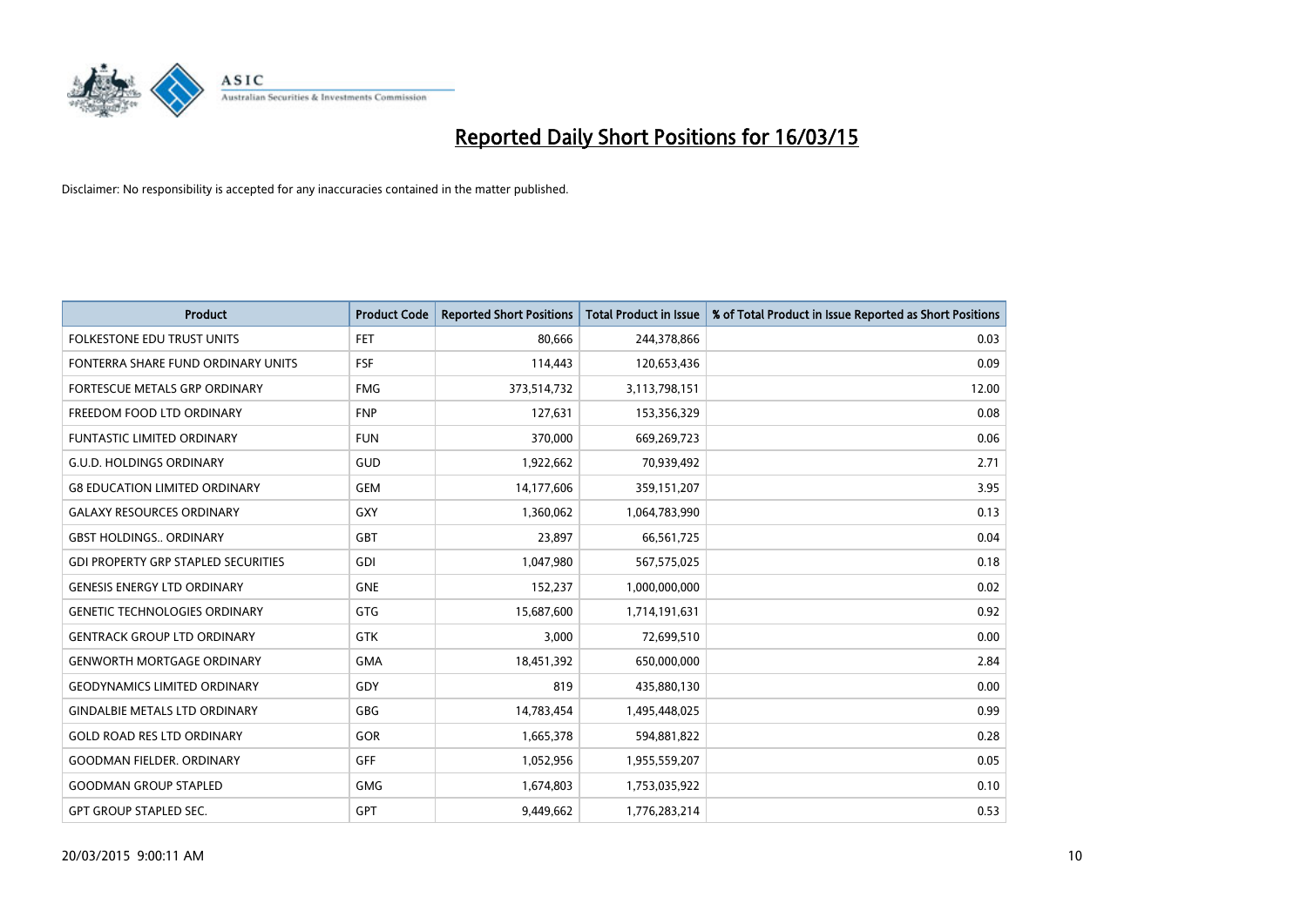# Reported Daily Short Positions for 16/03/15

Disclaimer: No responsibility is accepted for any inaccuracies contained in the matter published.

| Product | Product Code | Reported Short Positions | Total Product in Issue | % of Total Product in Issue Reported as Short Positions |
|---|---|---|---|---|
| FOLKESTONE EDU TRUST UNITS | FET | 80,666 | 244,378,866 | 0.03 |
| FONTERRA SHARE FUND ORDINARY UNITS | FSF | 114,443 | 120,653,436 | 0.09 |
| FORTESCUE METALS GRP ORDINARY | FMG | 373,514,732 | 3,113,798,151 | 12.00 |
| FREEDOM FOOD LTD ORDINARY | FNP | 127,631 | 153,356,329 | 0.08 |
| FUNTASTIC LIMITED ORDINARY | FUN | 370,000 | 669,269,723 | 0.06 |
| G.U.D. HOLDINGS ORDINARY | GUD | 1,922,662 | 70,939,492 | 2.71 |
| G8 EDUCATION LIMITED ORDINARY | GEM | 14,177,606 | 359,151,207 | 3.95 |
| GALAXY RESOURCES ORDINARY | GXY | 1,360,062 | 1,064,783,990 | 0.13 |
| GBST HOLDINGS.. ORDINARY | GBT | 23,897 | 66,561,725 | 0.04 |
| GDI PROPERTY GRP STAPLED SECURITIES | GDI | 1,047,980 | 567,575,025 | 0.18 |
| GENESIS ENERGY LTD ORDINARY | GNE | 152,237 | 1,000,000,000 | 0.02 |
| GENETIC TECHNOLOGIES ORDINARY | GTG | 15,687,600 | 1,714,191,631 | 0.92 |
| GENTRACK GROUP LTD ORDINARY | GTK | 3,000 | 72,699,510 | 0.00 |
| GENWORTH MORTGAGE ORDINARY | GMA | 18,451,392 | 650,000,000 | 2.84 |
| GEODYNAMICS LIMITED ORDINARY | GDY | 819 | 435,880,130 | 0.00 |
| GINDALBIE METALS LTD ORDINARY | GBG | 14,783,454 | 1,495,448,025 | 0.99 |
| GOLD ROAD RES LTD ORDINARY | GOR | 1,665,378 | 594,881,822 | 0.28 |
| GOODMAN FIELDER. ORDINARY | GFF | 1,052,956 | 1,955,559,207 | 0.05 |
| GOODMAN GROUP STAPLED | GMG | 1,674,803 | 1,753,035,922 | 0.10 |
| GPT GROUP STAPLED SEC. | GPT | 9,449,662 | 1,776,283,214 | 0.53 |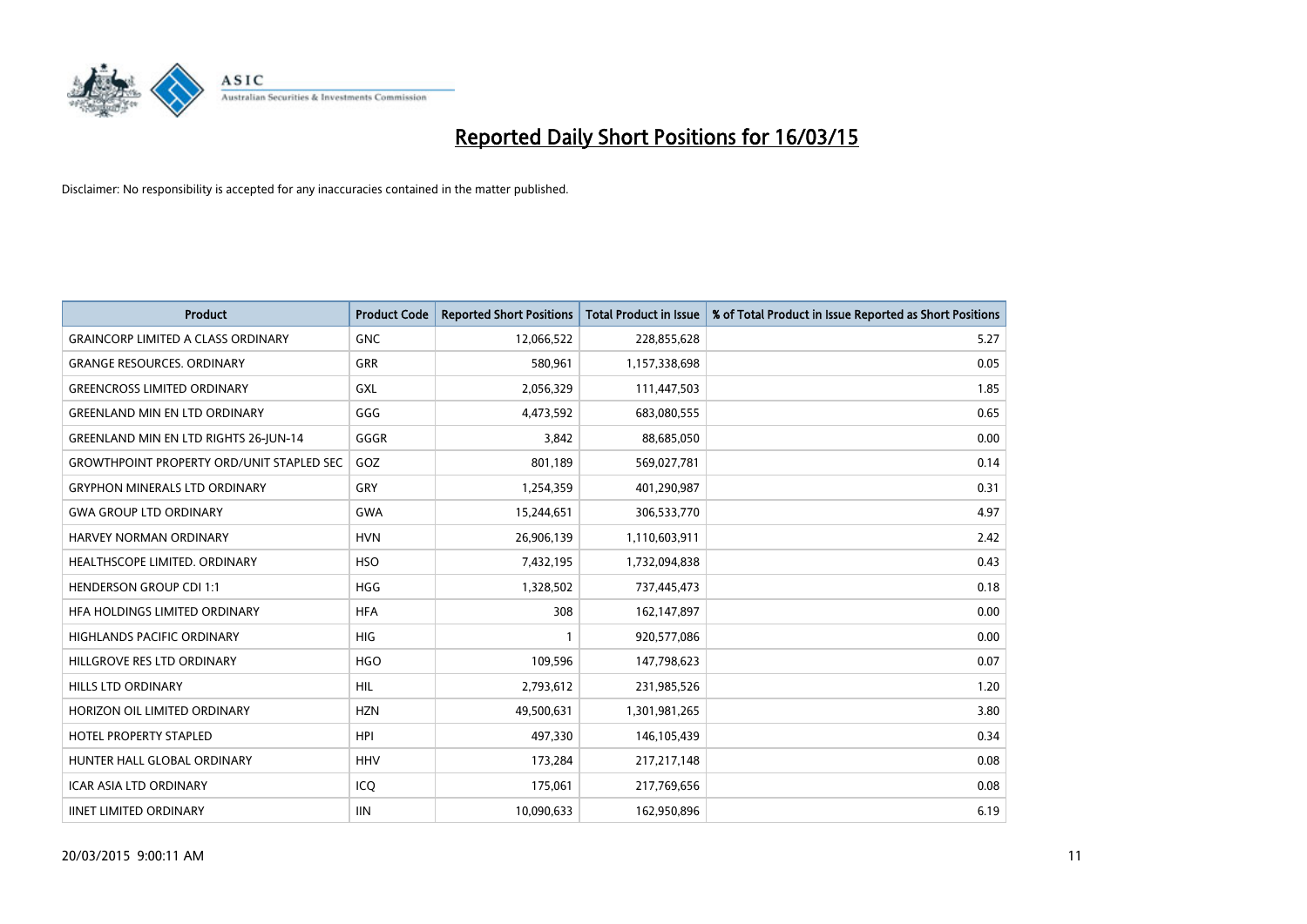# Reported Daily Short Positions for 16/03/15

Disclaimer: No responsibility is accepted for any inaccuracies contained in the matter published.

| Product | Product Code | Reported Short Positions | Total Product in Issue | % of Total Product in Issue Reported as Short Positions |
|---|---|---|---|---|
| GRAINCORP LIMITED A CLASS ORDINARY | GNC | 12,066,522 | 228,855,628 | 5.27 |
| GRANGE RESOURCES. ORDINARY | GRR | 580,961 | 1,157,338,698 | 0.05 |
| GREENCROSS LIMITED ORDINARY | GXL | 2,056,329 | 111,447,503 | 1.85 |
| GREENLAND MIN EN LTD ORDINARY | GGG | 4,473,592 | 683,080,555 | 0.65 |
| GREENLAND MIN EN LTD RIGHTS 26-JUN-14 | GGGR | 3,842 | 88,685,050 | 0.00 |
| GROWTHPOINT PROPERTY ORD/UNIT STAPLED SEC | GOZ | 801,189 | 569,027,781 | 0.14 |
| GRYPHON MINERALS LTD ORDINARY | GRY | 1,254,359 | 401,290,987 | 0.31 |
| GWA GROUP LTD ORDINARY | GWA | 15,244,651 | 306,533,770 | 4.97 |
| HARVEY NORMAN ORDINARY | HVN | 26,906,139 | 1,110,603,911 | 2.42 |
| HEALTHSCOPE LIMITED. ORDINARY | HSO | 7,432,195 | 1,732,094,838 | 0.43 |
| HENDERSON GROUP CDI 1:1 | HGG | 1,328,502 | 737,445,473 | 0.18 |
| HFA HOLDINGS LIMITED ORDINARY | HFA | 308 | 162,147,897 | 0.00 |
| HIGHLANDS PACIFIC ORDINARY | HIG | 1 | 920,577,086 | 0.00 |
| HILLGROVE RES LTD ORDINARY | HGO | 109,596 | 147,798,623 | 0.07 |
| HILLS LTD ORDINARY | HIL | 2,793,612 | 231,985,526 | 1.20 |
| HORIZON OIL LIMITED ORDINARY | HZN | 49,500,631 | 1,301,981,265 | 3.80 |
| HOTEL PROPERTY STAPLED | HPI | 497,330 | 146,105,439 | 0.34 |
| HUNTER HALL GLOBAL ORDINARY | HHV | 173,284 | 217,217,148 | 0.08 |
| ICAR ASIA LTD ORDINARY | ICQ | 175,061 | 217,769,656 | 0.08 |
| IINET LIMITED ORDINARY | IIN | 10,090,633 | 162,950,896 | 6.19 |

20/03/2015 9:00:11 AM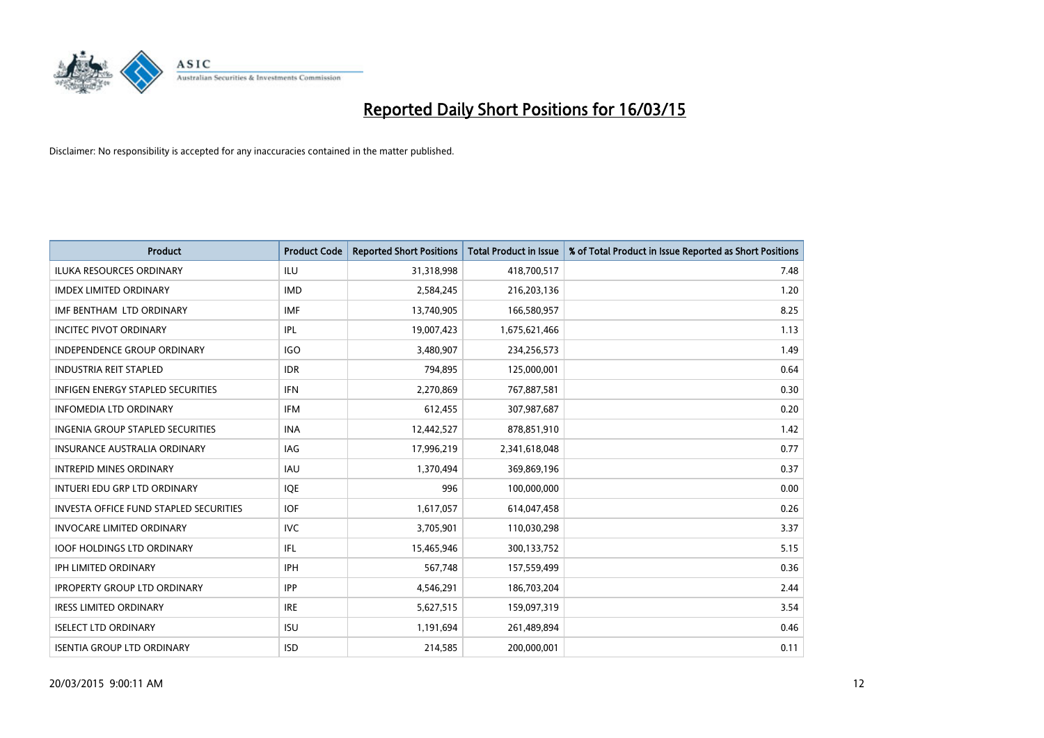# Reported Daily Short Positions for 16/03/15

Disclaimer: No responsibility is accepted for any inaccuracies contained in the matter published.

| Product | Product Code | Reported Short Positions | Total Product in Issue | % of Total Product in Issue Reported as Short Positions |
|---|---|---|---|---|
| ILUKA RESOURCES ORDINARY | ILU | 31,318,998 | 418,700,517 | 7.48 |
| IMDEX LIMITED ORDINARY | IMD | 2,584,245 | 216,203,136 | 1.20 |
| IMF BENTHAM LTD ORDINARY | IMF | 13,740,905 | 166,580,957 | 8.25 |
| INCITEC PIVOT ORDINARY | IPL | 19,007,423 | 1,675,621,466 | 1.13 |
| INDEPENDENCE GROUP ORDINARY | IGO | 3,480,907 | 234,256,573 | 1.49 |
| INDUSTRIA REIT STAPLED | IDR | 794,895 | 125,000,001 | 0.64 |
| INFIGEN ENERGY STAPLED SECURITIES | IFN | 2,270,869 | 767,887,581 | 0.30 |
| INFOMEDIA LTD ORDINARY | IFM | 612,455 | 307,987,687 | 0.20 |
| INGENIA GROUP STAPLED SECURITIES | INA | 12,442,527 | 878,851,910 | 1.42 |
| INSURANCE AUSTRALIA ORDINARY | IAG | 17,996,219 | 2,341,618,048 | 0.77 |
| INTREPID MINES ORDINARY | IAU | 1,370,494 | 369,869,196 | 0.37 |
| INTUERI EDU GRP LTD ORDINARY | IQE | 996 | 100,000,000 | 0.00 |
| INVESTA OFFICE FUND STAPLED SECURITIES | IOF | 1,617,057 | 614,047,458 | 0.26 |
| INVOCARE LIMITED ORDINARY | IVC | 3,705,901 | 110,030,298 | 3.37 |
| IOOF HOLDINGS LTD ORDINARY | IFL | 15,465,946 | 300,133,752 | 5.15 |
| IPH LIMITED ORDINARY | IPH | 567,748 | 157,559,499 | 0.36 |
| IPROPERTY GROUP LTD ORDINARY | IPP | 4,546,291 | 186,703,204 | 2.44 |
| IRESS LIMITED ORDINARY | IRE | 5,627,515 | 159,097,319 | 3.54 |
| ISELECT LTD ORDINARY | ISU | 1,191,694 | 261,489,894 | 0.46 |
| ISENTIA GROUP LTD ORDINARY | ISD | 214,585 | 200,000,001 | 0.11 |

20/03/2015 9:00:11 AM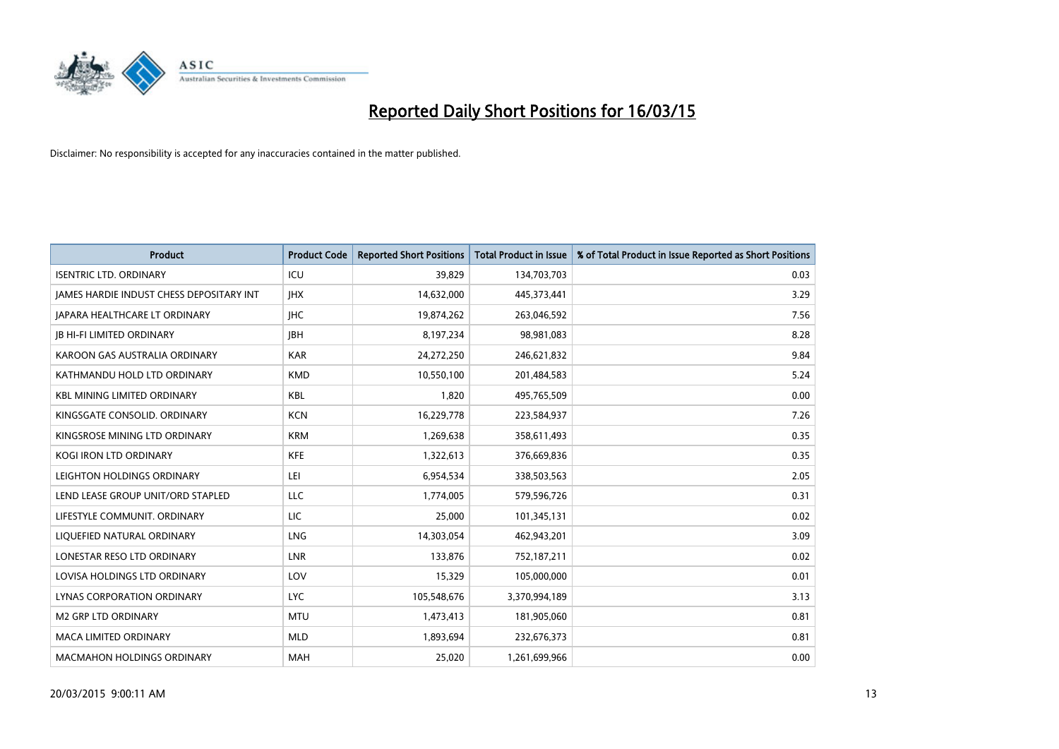# Reported Daily Short Positions for 16/03/15

Disclaimer: No responsibility is accepted for any inaccuracies contained in the matter published.

| Product | Product Code | Reported Short Positions | Total Product in Issue | % of Total Product in Issue Reported as Short Positions |
|---|---|---|---|---|
| ISENTRIC LTD. ORDINARY | ICU | 39,829 | 134,703,703 | 0.03 |
| JAMES HARDIE INDUST CHESS DEPOSITARY INT | JHX | 14,632,000 | 445,373,441 | 3.29 |
| JAPARA HEALTHCARE LT ORDINARY | JHC | 19,874,262 | 263,046,592 | 7.56 |
| JB HI-FI LIMITED ORDINARY | JBH | 8,197,234 | 98,981,083 | 8.28 |
| KAROON GAS AUSTRALIA ORDINARY | KAR | 24,272,250 | 246,621,832 | 9.84 |
| KATHMANDU HOLD LTD ORDINARY | KMD | 10,550,100 | 201,484,583 | 5.24 |
| KBL MINING LIMITED ORDINARY | KBL | 1,820 | 495,765,509 | 0.00 |
| KINGSGATE CONSOLID. ORDINARY | KCN | 16,229,778 | 223,584,937 | 7.26 |
| KINGSROSE MINING LTD ORDINARY | KRM | 1,269,638 | 358,611,493 | 0.35 |
| KOGI IRON LTD ORDINARY | KFE | 1,322,613 | 376,669,836 | 0.35 |
| LEIGHTON HOLDINGS ORDINARY | LEI | 6,954,534 | 338,503,563 | 2.05 |
| LEND LEASE GROUP UNIT/ORD STAPLED | LLC | 1,774,005 | 579,596,726 | 0.31 |
| LIFESTYLE COMMUNIT. ORDINARY | LIC | 25,000 | 101,345,131 | 0.02 |
| LIQUEFIED NATURAL ORDINARY | LNG | 14,303,054 | 462,943,201 | 3.09 |
| LONESTAR RESO LTD ORDINARY | LNR | 133,876 | 752,187,211 | 0.02 |
| LOVISA HOLDINGS LTD ORDINARY | LOV | 15,329 | 105,000,000 | 0.01 |
| LYNAS CORPORATION ORDINARY | LYC | 105,548,676 | 3,370,994,189 | 3.13 |
| M2 GRP LTD ORDINARY | MTU | 1,473,413 | 181,905,060 | 0.81 |
| MACA LIMITED ORDINARY | MLD | 1,893,694 | 232,676,373 | 0.81 |
| MACMAHON HOLDINGS ORDINARY | MAH | 25,020 | 1,261,699,966 | 0.00 |

20/03/2015 9:00:11 AM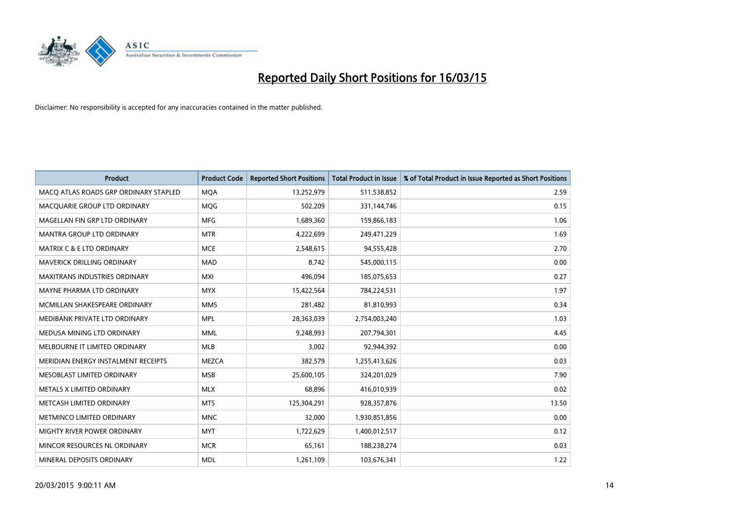# Reported Daily Short Positions for 16/03/15

Disclaimer: No responsibility is accepted for any inaccuracies contained in the matter published.

| Product | Product Code | Reported Short Positions | Total Product in Issue | % of Total Product in Issue Reported as Short Positions |
|---|---|---|---|---|
| MACQ ATLAS ROADS GRP ORDINARY STAPLED | MQA | 13,252,979 | 511,538,852 | 2.59 |
| MACQUARIE GROUP LTD ORDINARY | MQG | 502,209 | 331,144,746 | 0.15 |
| MAGELLAN FIN GRP LTD ORDINARY | MFG | 1,689,360 | 159,866,183 | 1.06 |
| MANTRA GROUP LTD ORDINARY | MTR | 4,222,699 | 249,471,229 | 1.69 |
| MATRIX C & E LTD ORDINARY | MCE | 2,548,615 | 94,555,428 | 2.70 |
| MAVERICK DRILLING ORDINARY | MAD | 8,742 | 545,000,115 | 0.00 |
| MAXITRANS INDUSTRIES ORDINARY | MXI | 496,094 | 185,075,653 | 0.27 |
| MAYNE PHARMA LTD ORDINARY | MYX | 15,422,564 | 784,224,531 | 1.97 |
| MCMILLAN SHAKESPEARE ORDINARY | MMS | 281,482 | 81,810,993 | 0.34 |
| MEDIBANK PRIVATE LTD ORDINARY | MPL | 28,363,039 | 2,754,003,240 | 1.03 |
| MEDUSA MINING LTD ORDINARY | MML | 9,248,993 | 207,794,301 | 4.45 |
| MELBOURNE IT LIMITED ORDINARY | MLB | 3,002 | 92,944,392 | 0.00 |
| MERIDIAN ENERGY INSTALMENT RECEIPTS | MEZCA | 382,579 | 1,255,413,626 | 0.03 |
| MESOBLAST LIMITED ORDINARY | MSB | 25,600,105 | 324,201,029 | 7.90 |
| METALS X LIMITED ORDINARY | MLX | 68,896 | 416,010,939 | 0.02 |
| METCASH LIMITED ORDINARY | MTS | 125,304,291 | 928,357,876 | 13.50 |
| METMINCO LIMITED ORDINARY | MNC | 32,000 | 1,930,851,856 | 0.00 |
| MIGHTY RIVER POWER ORDINARY | MYT | 1,722,629 | 1,400,012,517 | 0.12 |
| MINCOR RESOURCES NL ORDINARY | MCR | 65,161 | 188,238,274 | 0.03 |
| MINERAL DEPOSITS ORDINARY | MDL | 1,261,109 | 103,676,341 | 1.22 |

20/03/2015 9:00:11 AM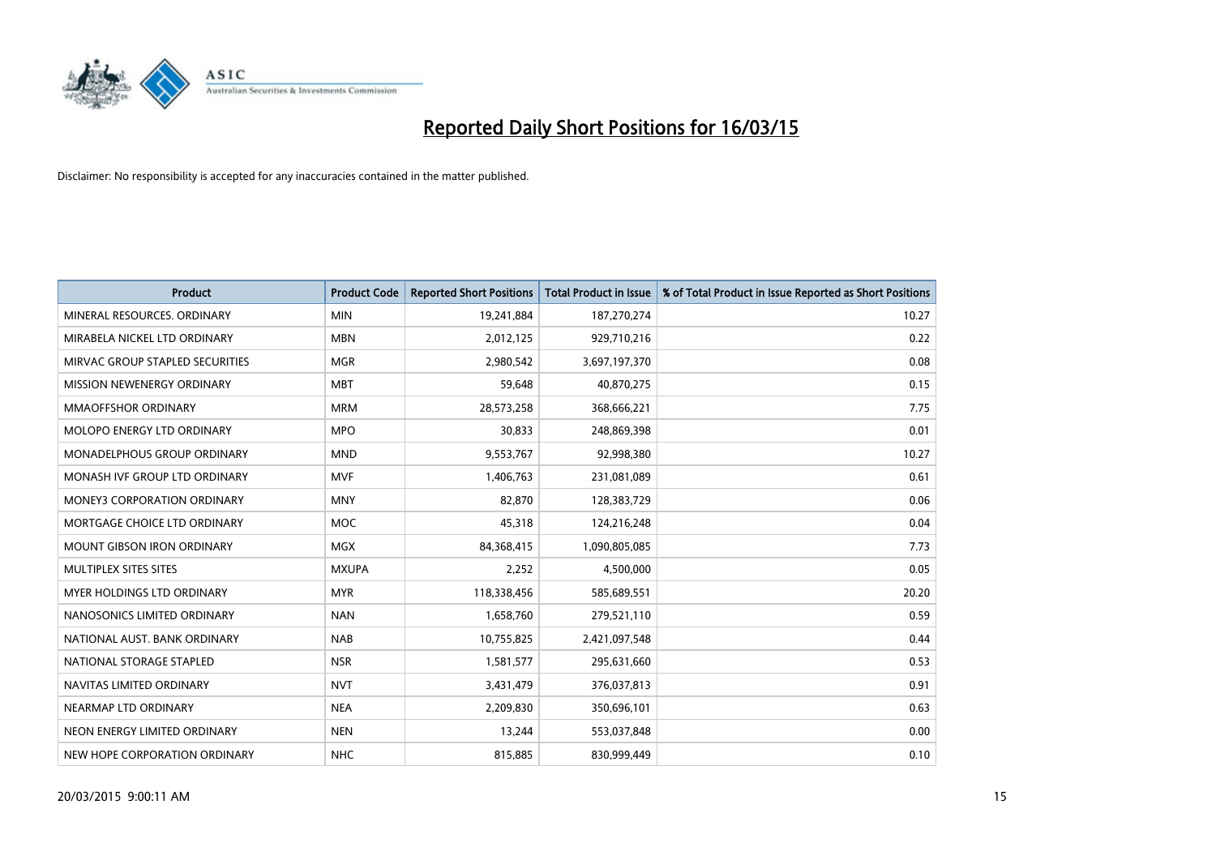# Reported Daily Short Positions for 16/03/15

Disclaimer: No responsibility is accepted for any inaccuracies contained in the matter published.

| Product | Product Code | Reported Short Positions | Total Product in Issue | % of Total Product in Issue Reported as Short Positions |
|---|---|---|---|---|
| MINERAL RESOURCES. ORDINARY | MIN | 19,241,884 | 187,270,274 | 10.27 |
| MIRABELA NICKEL LTD ORDINARY | MBN | 2,012,125 | 929,710,216 | 0.22 |
| MIRVAC GROUP STAPLED SECURITIES | MGR | 2,980,542 | 3,697,197,370 | 0.08 |
| MISSION NEWENERGY ORDINARY | MBT | 59,648 | 40,870,275 | 0.15 |
| MMAOFFSHOR ORDINARY | MRM | 28,573,258 | 368,666,221 | 7.75 |
| MOLOPO ENERGY LTD ORDINARY | MPO | 30,833 | 248,869,398 | 0.01 |
| MONADELPHOUS GROUP ORDINARY | MND | 9,553,767 | 92,998,380 | 10.27 |
| MONASH IVF GROUP LTD ORDINARY | MVF | 1,406,763 | 231,081,089 | 0.61 |
| MONEY3 CORPORATION ORDINARY | MNY | 82,870 | 128,383,729 | 0.06 |
| MORTGAGE CHOICE LTD ORDINARY | MOC | 45,318 | 124,216,248 | 0.04 |
| MOUNT GIBSON IRON ORDINARY | MGX | 84,368,415 | 1,090,805,085 | 7.73 |
| MULTIPLEX SITES SITES | MXUPA | 2,252 | 4,500,000 | 0.05 |
| MYER HOLDINGS LTD ORDINARY | MYR | 118,338,456 | 585,689,551 | 20.20 |
| NANOSONICS LIMITED ORDINARY | NAN | 1,658,760 | 279,521,110 | 0.59 |
| NATIONAL AUST. BANK ORDINARY | NAB | 10,755,825 | 2,421,097,548 | 0.44 |
| NATIONAL STORAGE STAPLED | NSR | 1,581,577 | 295,631,660 | 0.53 |
| NAVITAS LIMITED ORDINARY | NVT | 3,431,479 | 376,037,813 | 0.91 |
| NEARMAP LTD ORDINARY | NEA | 2,209,830 | 350,696,101 | 0.63 |
| NEON ENERGY LIMITED ORDINARY | NEN | 13,244 | 553,037,848 | 0.00 |
| NEW HOPE CORPORATION ORDINARY | NHC | 815,885 | 830,999,449 | 0.10 |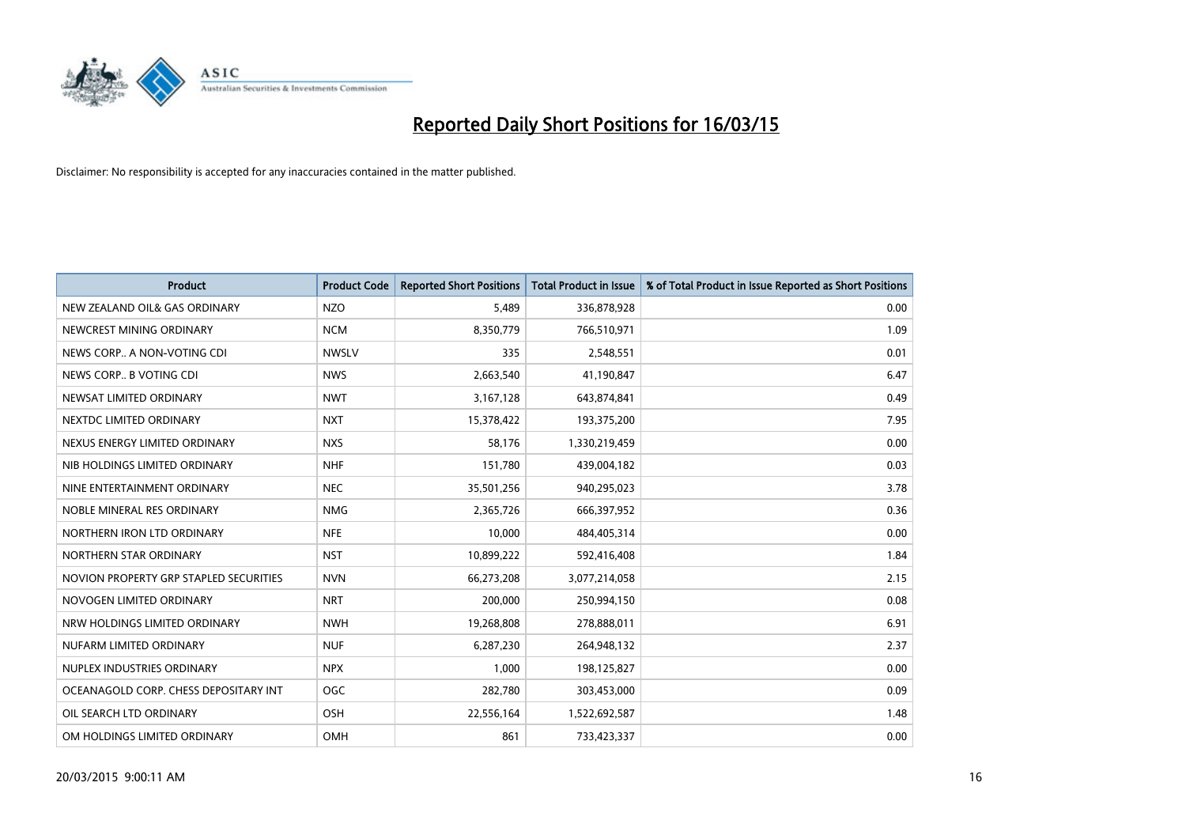# Reported Daily Short Positions for 16/03/15

Disclaimer: No responsibility is accepted for any inaccuracies contained in the matter published.

| Product | Product Code | Reported Short Positions | Total Product in Issue | % of Total Product in Issue Reported as Short Positions |
|---|---|---|---|---|
| NEW ZEALAND OIL& GAS ORDINARY | NZO | 5,489 | 336,878,928 | 0.00 |
| NEWCREST MINING ORDINARY | NCM | 8,350,779 | 766,510,971 | 1.09 |
| NEWS CORP.. A NON-VOTING CDI | NWSLV | 335 | 2,548,551 | 0.01 |
| NEWS CORP.. B VOTING CDI | NWS | 2,663,540 | 41,190,847 | 6.47 |
| NEWSAT LIMITED ORDINARY | NWT | 3,167,128 | 643,874,841 | 0.49 |
| NEXTDC LIMITED ORDINARY | NXT | 15,378,422 | 193,375,200 | 7.95 |
| NEXUS ENERGY LIMITED ORDINARY | NXS | 58,176 | 1,330,219,459 | 0.00 |
| NIB HOLDINGS LIMITED ORDINARY | NHF | 151,780 | 439,004,182 | 0.03 |
| NINE ENTERTAINMENT ORDINARY | NEC | 35,501,256 | 940,295,023 | 3.78 |
| NOBLE MINERAL RES ORDINARY | NMG | 2,365,726 | 666,397,952 | 0.36 |
| NORTHERN IRON LTD ORDINARY | NFE | 10,000 | 484,405,314 | 0.00 |
| NORTHERN STAR ORDINARY | NST | 10,899,222 | 592,416,408 | 1.84 |
| NOVION PROPERTY GRP STAPLED SECURITIES | NVN | 66,273,208 | 3,077,214,058 | 2.15 |
| NOVOGEN LIMITED ORDINARY | NRT | 200,000 | 250,994,150 | 0.08 |
| NRW HOLDINGS LIMITED ORDINARY | NWH | 19,268,808 | 278,888,011 | 6.91 |
| NUFARM LIMITED ORDINARY | NUF | 6,287,230 | 264,948,132 | 2.37 |
| NUPLEX INDUSTRIES ORDINARY | NPX | 1,000 | 198,125,827 | 0.00 |
| OCEANAGOLD CORP. CHESS DEPOSITARY INT | OGC | 282,780 | 303,453,000 | 0.09 |
| OIL SEARCH LTD ORDINARY | OSH | 22,556,164 | 1,522,692,587 | 1.48 |
| OM HOLDINGS LIMITED ORDINARY | OMH | 861 | 733,423,337 | 0.00 |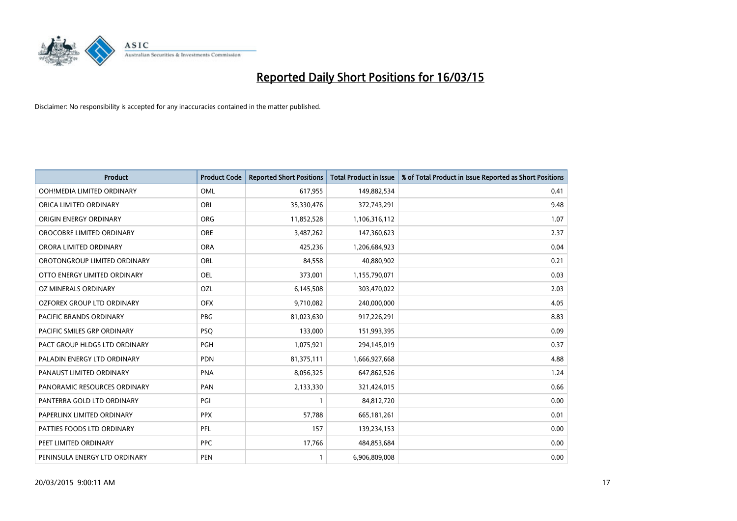# Reported Daily Short Positions for 16/03/15

Disclaimer: No responsibility is accepted for any inaccuracies contained in the matter published.

| Product | Product Code | Reported Short Positions | Total Product in Issue | % of Total Product in Issue Reported as Short Positions |
|---|---|---|---|---|
| OOH!MEDIA LIMITED ORDINARY | OML | 617,955 | 149,882,534 | 0.41 |
| ORICA LIMITED ORDINARY | ORI | 35,330,476 | 372,743,291 | 9.48 |
| ORIGIN ENERGY ORDINARY | ORG | 11,852,528 | 1,106,316,112 | 1.07 |
| OROCOBRE LIMITED ORDINARY | ORE | 3,487,262 | 147,360,623 | 2.37 |
| ORORA LIMITED ORDINARY | ORA | 425,236 | 1,206,684,923 | 0.04 |
| OROTONGROUP LIMITED ORDINARY | ORL | 84,558 | 40,880,902 | 0.21 |
| OTTO ENERGY LIMITED ORDINARY | OEL | 373,001 | 1,155,790,071 | 0.03 |
| OZ MINERALS ORDINARY | OZL | 6,145,508 | 303,470,022 | 2.03 |
| OZFOREX GROUP LTD ORDINARY | OFX | 9,710,082 | 240,000,000 | 4.05 |
| PACIFIC BRANDS ORDINARY | PBG | 81,023,630 | 917,226,291 | 8.83 |
| PACIFIC SMILES GRP ORDINARY | PSQ | 133,000 | 151,993,395 | 0.09 |
| PACT GROUP HLDGS LTD ORDINARY | PGH | 1,075,921 | 294,145,019 | 0.37 |
| PALADIN ENERGY LTD ORDINARY | PDN | 81,375,111 | 1,666,927,668 | 4.88 |
| PANAUST LIMITED ORDINARY | PNA | 8,056,325 | 647,862,526 | 1.24 |
| PANORAMIC RESOURCES ORDINARY | PAN | 2,133,330 | 321,424,015 | 0.66 |
| PANTERRA GOLD LTD ORDINARY | PGI | 1 | 84,812,720 | 0.00 |
| PAPERLINX LIMITED ORDINARY | PPX | 57,788 | 665,181,261 | 0.01 |
| PATTIES FOODS LTD ORDINARY | PFL | 157 | 139,234,153 | 0.00 |
| PEET LIMITED ORDINARY | PPC | 17,766 | 484,853,684 | 0.00 |
| PENINSULA ENERGY LTD ORDINARY | PEN | 1 | 6,906,809,008 | 0.00 |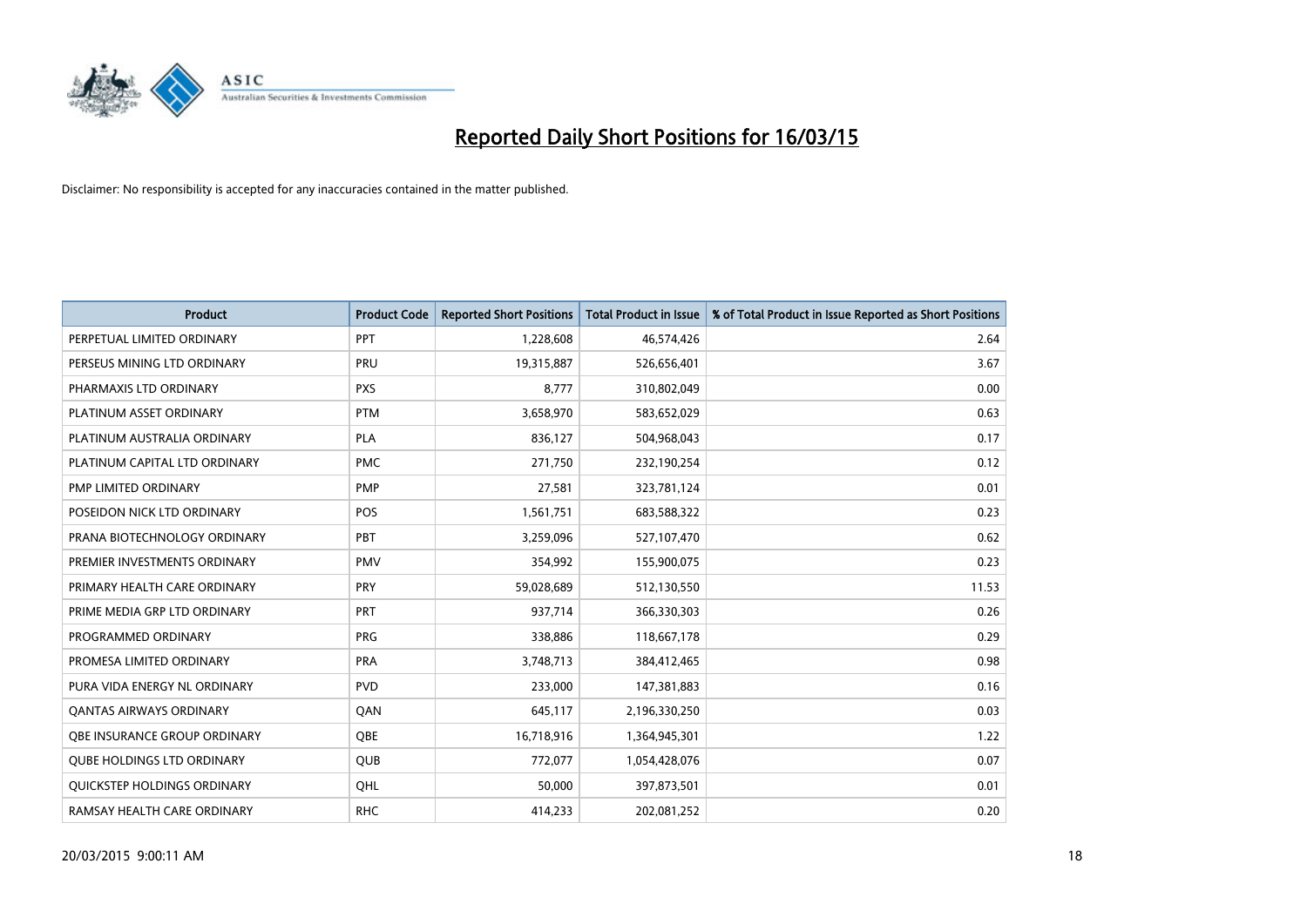# Reported Daily Short Positions for 16/03/15

Disclaimer: No responsibility is accepted for any inaccuracies contained in the matter published.

| Product | Product Code | Reported Short Positions | Total Product in Issue | % of Total Product in Issue Reported as Short Positions |
|---|---|---|---|---|
| PERPETUAL LIMITED ORDINARY | PPT | 1,228,608 | 46,574,426 | 2.64 |
| PERSEUS MINING LTD ORDINARY | PRU | 19,315,887 | 526,656,401 | 3.67 |
| PHARMAXIS LTD ORDINARY | PXS | 8,777 | 310,802,049 | 0.00 |
| PLATINUM ASSET ORDINARY | PTM | 3,658,970 | 583,652,029 | 0.63 |
| PLATINUM AUSTRALIA ORDINARY | PLA | 836,127 | 504,968,043 | 0.17 |
| PLATINUM CAPITAL LTD ORDINARY | PMC | 271,750 | 232,190,254 | 0.12 |
| PMP LIMITED ORDINARY | PMP | 27,581 | 323,781,124 | 0.01 |
| POSEIDON NICK LTD ORDINARY | POS | 1,561,751 | 683,588,322 | 0.23 |
| PRANA BIOTECHNOLOGY ORDINARY | PBT | 3,259,096 | 527,107,470 | 0.62 |
| PREMIER INVESTMENTS ORDINARY | PMV | 354,992 | 155,900,075 | 0.23 |
| PRIMARY HEALTH CARE ORDINARY | PRY | 59,028,689 | 512,130,550 | 11.53 |
| PRIME MEDIA GRP LTD ORDINARY | PRT | 937,714 | 366,330,303 | 0.26 |
| PROGRAMMED ORDINARY | PRG | 338,886 | 118,667,178 | 0.29 |
| PROMESA LIMITED ORDINARY | PRA | 3,748,713 | 384,412,465 | 0.98 |
| PURA VIDA ENERGY NL ORDINARY | PVD | 233,000 | 147,381,883 | 0.16 |
| QANTAS AIRWAYS ORDINARY | QAN | 645,117 | 2,196,330,250 | 0.03 |
| QBE INSURANCE GROUP ORDINARY | QBE | 16,718,916 | 1,364,945,301 | 1.22 |
| QUBE HOLDINGS LTD ORDINARY | QUB | 772,077 | 1,054,428,076 | 0.07 |
| QUICKSTEP HOLDINGS ORDINARY | QHL | 50,000 | 397,873,501 | 0.01 |
| RAMSAY HEALTH CARE ORDINARY | RHC | 414,233 | 202,081,252 | 0.20 |

20/03/2015 9:00:11 AM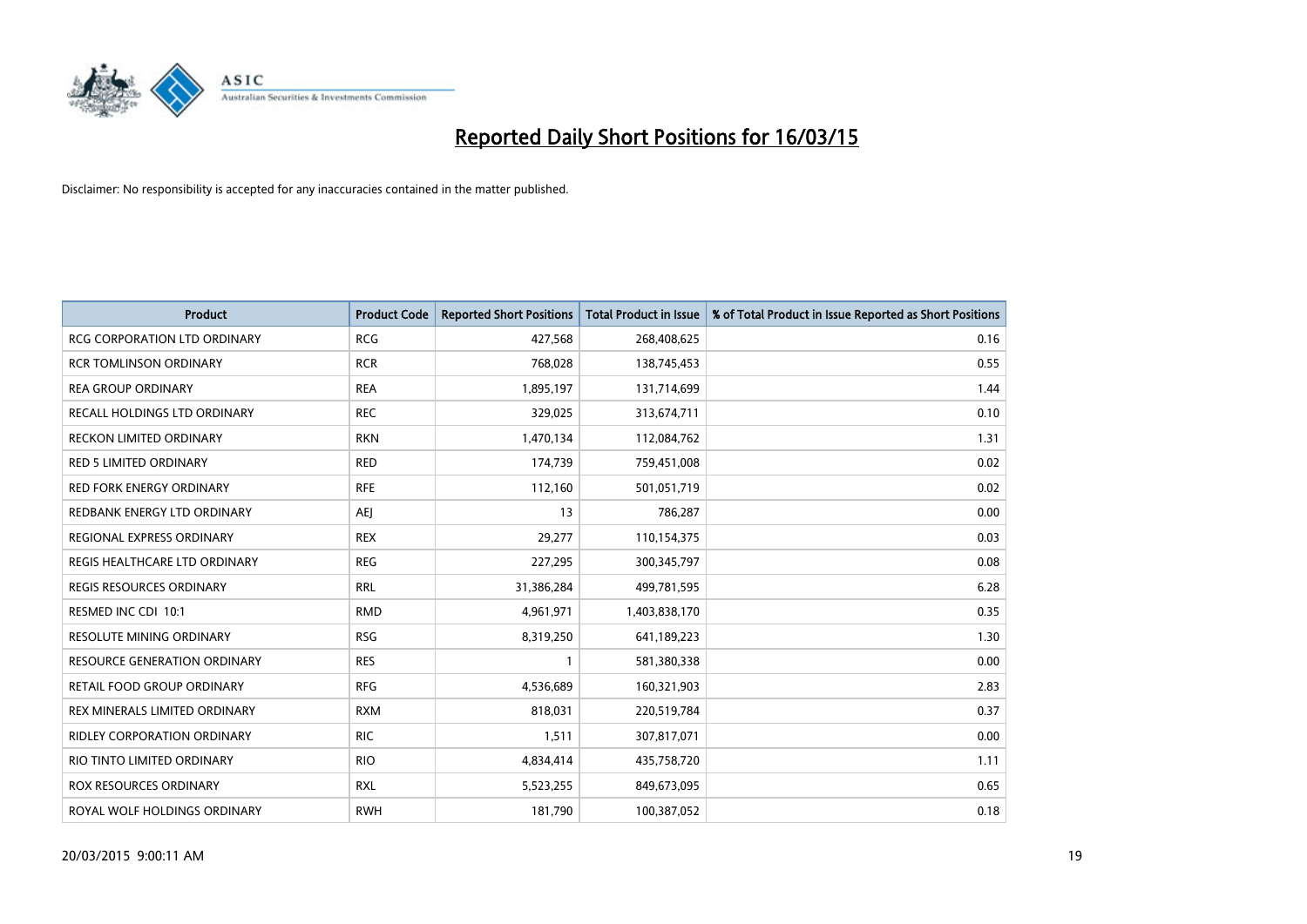# Reported Daily Short Positions for 16/03/15

Disclaimer: No responsibility is accepted for any inaccuracies contained in the matter published.

| Product | Product Code | Reported Short Positions | Total Product in Issue | % of Total Product in Issue Reported as Short Positions |
|---|---|---|---|---|
| RCG CORPORATION LTD ORDINARY | RCG | 427,568 | 268,408,625 | 0.16 |
| RCR TOMLINSON ORDINARY | RCR | 768,028 | 138,745,453 | 0.55 |
| REA GROUP ORDINARY | REA | 1,895,197 | 131,714,699 | 1.44 |
| RECALL HOLDINGS LTD ORDINARY | REC | 329,025 | 313,674,711 | 0.10 |
| RECKON LIMITED ORDINARY | RKN | 1,470,134 | 112,084,762 | 1.31 |
| RED 5 LIMITED ORDINARY | RED | 174,739 | 759,451,008 | 0.02 |
| RED FORK ENERGY ORDINARY | RFE | 112,160 | 501,051,719 | 0.02 |
| REDBANK ENERGY LTD ORDINARY | AEJ | 13 | 786,287 | 0.00 |
| REGIONAL EXPRESS ORDINARY | REX | 29,277 | 110,154,375 | 0.03 |
| REGIS HEALTHCARE LTD ORDINARY | REG | 227,295 | 300,345,797 | 0.08 |
| REGIS RESOURCES ORDINARY | RRL | 31,386,284 | 499,781,595 | 6.28 |
| RESMED INC CDI 10:1 | RMD | 4,961,971 | 1,403,838,170 | 0.35 |
| RESOLUTE MINING ORDINARY | RSG | 8,319,250 | 641,189,223 | 1.30 |
| RESOURCE GENERATION ORDINARY | RES | 1 | 581,380,338 | 0.00 |
| RETAIL FOOD GROUP ORDINARY | RFG | 4,536,689 | 160,321,903 | 2.83 |
| REX MINERALS LIMITED ORDINARY | RXM | 818,031 | 220,519,784 | 0.37 |
| RIDLEY CORPORATION ORDINARY | RIC | 1,511 | 307,817,071 | 0.00 |
| RIO TINTO LIMITED ORDINARY | RIO | 4,834,414 | 435,758,720 | 1.11 |
| ROX RESOURCES ORDINARY | RXL | 5,523,255 | 849,673,095 | 0.65 |
| ROYAL WOLF HOLDINGS ORDINARY | RWH | 181,790 | 100,387,052 | 0.18 |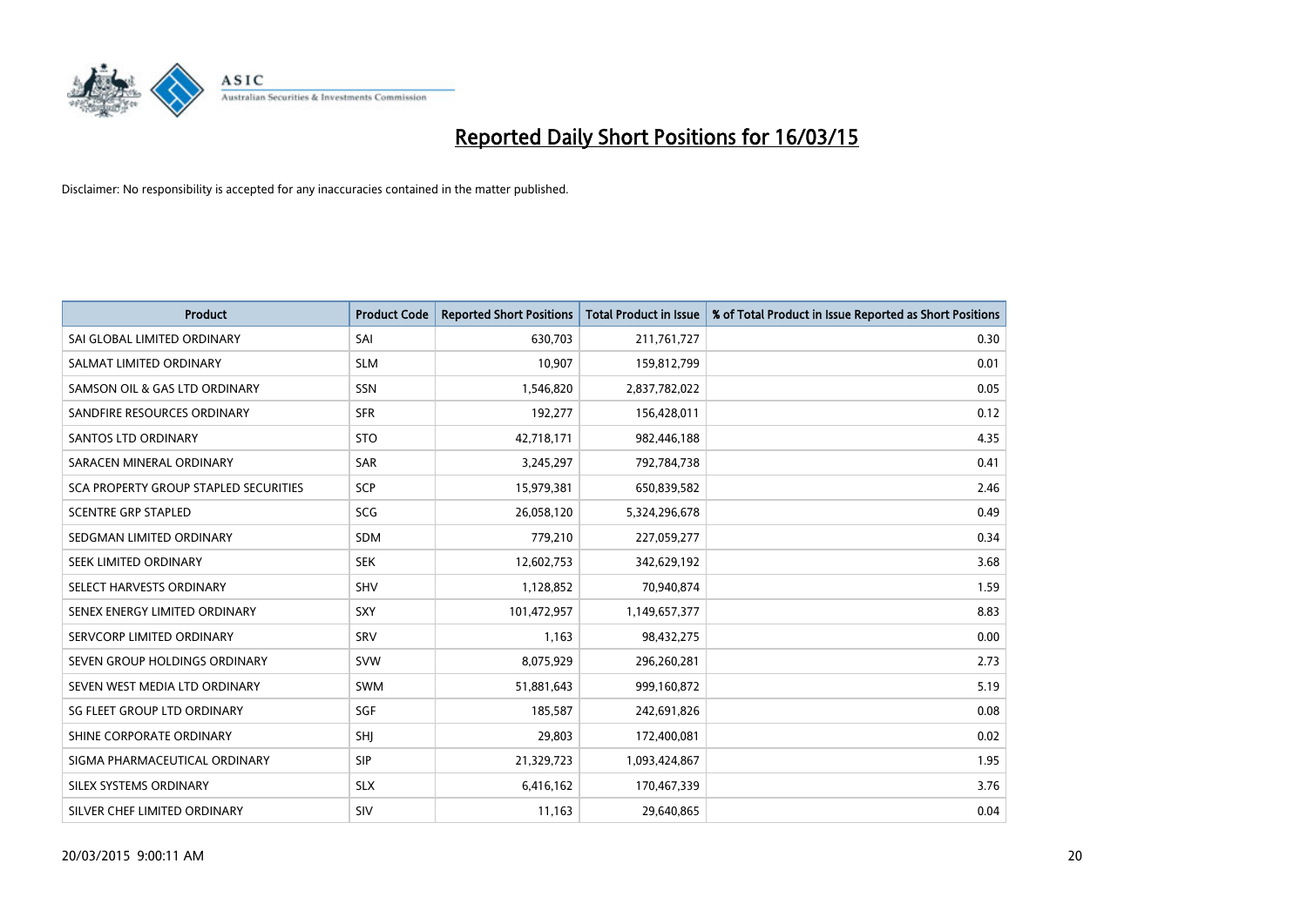# Reported Daily Short Positions for 16/03/15

Disclaimer: No responsibility is accepted for any inaccuracies contained in the matter published.

| Product | Product Code | Reported Short Positions | Total Product in Issue | % of Total Product in Issue Reported as Short Positions |
|---|---|---|---|---|
| SAI GLOBAL LIMITED ORDINARY | SAI | 630,703 | 211,761,727 | 0.30 |
| SALMAT LIMITED ORDINARY | SLM | 10,907 | 159,812,799 | 0.01 |
| SAMSON OIL & GAS LTD ORDINARY | SSN | 1,546,820 | 2,837,782,022 | 0.05 |
| SANDFIRE RESOURCES ORDINARY | SFR | 192,277 | 156,428,011 | 0.12 |
| SANTOS LTD ORDINARY | STO | 42,718,171 | 982,446,188 | 4.35 |
| SARACEN MINERAL ORDINARY | SAR | 3,245,297 | 792,784,738 | 0.41 |
| SCA PROPERTY GROUP STAPLED SECURITIES | SCP | 15,979,381 | 650,839,582 | 2.46 |
| SCENTRE GRP STAPLED | SCG | 26,058,120 | 5,324,296,678 | 0.49 |
| SEDGMAN LIMITED ORDINARY | SDM | 779,210 | 227,059,277 | 0.34 |
| SEEK LIMITED ORDINARY | SEK | 12,602,753 | 342,629,192 | 3.68 |
| SELECT HARVESTS ORDINARY | SHV | 1,128,852 | 70,940,874 | 1.59 |
| SENEX ENERGY LIMITED ORDINARY | SXY | 101,472,957 | 1,149,657,377 | 8.83 |
| SERVCORP LIMITED ORDINARY | SRV | 1,163 | 98,432,275 | 0.00 |
| SEVEN GROUP HOLDINGS ORDINARY | SVW | 8,075,929 | 296,260,281 | 2.73 |
| SEVEN WEST MEDIA LTD ORDINARY | SWM | 51,881,643 | 999,160,872 | 5.19 |
| SG FLEET GROUP LTD ORDINARY | SGF | 185,587 | 242,691,826 | 0.08 |
| SHINE CORPORATE ORDINARY | SHJ | 29,803 | 172,400,081 | 0.02 |
| SIGMA PHARMACEUTICAL ORDINARY | SIP | 21,329,723 | 1,093,424,867 | 1.95 |
| SILEX SYSTEMS ORDINARY | SLX | 6,416,162 | 170,467,339 | 3.76 |
| SILVER CHEF LIMITED ORDINARY | SIV | 11,163 | 29,640,865 | 0.04 |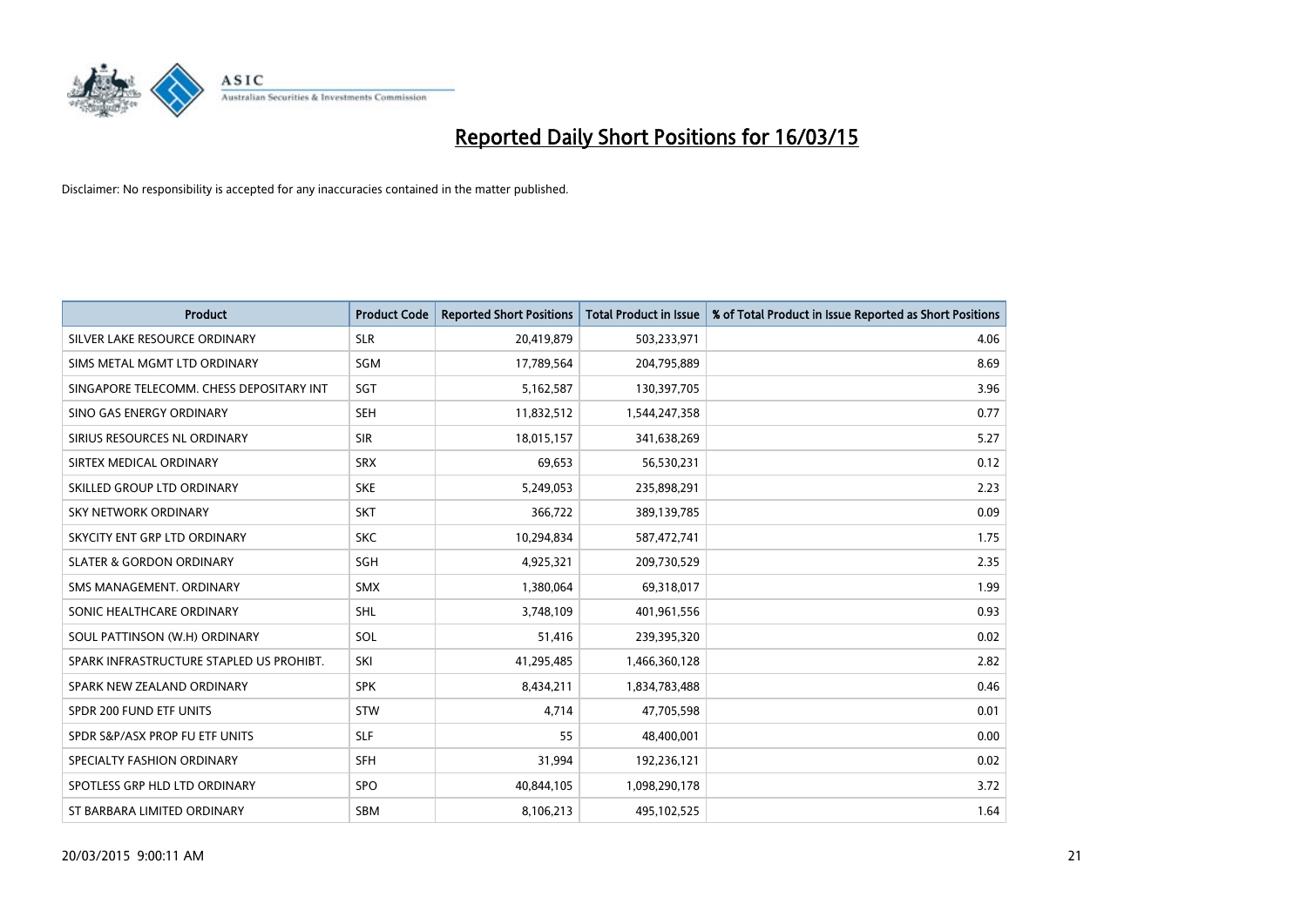# Reported Daily Short Positions for 16/03/15

Disclaimer: No responsibility is accepted for any inaccuracies contained in the matter published.

| Product | Product Code | Reported Short Positions | Total Product in Issue | % of Total Product in Issue Reported as Short Positions |
| --- | --- | --- | --- | --- |
| SILVER LAKE RESOURCE ORDINARY | SLR | 20,419,879 | 503,233,971 | 4.06 |
| SIMS METAL MGMT LTD ORDINARY | SGM | 17,789,564 | 204,795,889 | 8.69 |
| SINGAPORE TELECOMM. CHESS DEPOSITARY INT | SGT | 5,162,587 | 130,397,705 | 3.96 |
| SINO GAS ENERGY ORDINARY | SEH | 11,832,512 | 1,544,247,358 | 0.77 |
| SIRIUS RESOURCES NL ORDINARY | SIR | 18,015,157 | 341,638,269 | 5.27 |
| SIRTEX MEDICAL ORDINARY | SRX | 69,653 | 56,530,231 | 0.12 |
| SKILLED GROUP LTD ORDINARY | SKE | 5,249,053 | 235,898,291 | 2.23 |
| SKY NETWORK ORDINARY | SKT | 366,722 | 389,139,785 | 0.09 |
| SKYCITY ENT GRP LTD ORDINARY | SKC | 10,294,834 | 587,472,741 | 1.75 |
| SLATER & GORDON ORDINARY | SGH | 4,925,321 | 209,730,529 | 2.35 |
| SMS MANAGEMENT. ORDINARY | SMX | 1,380,064 | 69,318,017 | 1.99 |
| SONIC HEALTHCARE ORDINARY | SHL | 3,748,109 | 401,961,556 | 0.93 |
| SOUL PATTINSON (W.H) ORDINARY | SOL | 51,416 | 239,395,320 | 0.02 |
| SPARK INFRASTRUCTURE STAPLED US PROHIBT. | SKI | 41,295,485 | 1,466,360,128 | 2.82 |
| SPARK NEW ZEALAND ORDINARY | SPK | 8,434,211 | 1,834,783,488 | 0.46 |
| SPDR 200 FUND ETF UNITS | STW | 4,714 | 47,705,598 | 0.01 |
| SPDR S&P/ASX PROP FU ETF UNITS | SLF | 55 | 48,400,001 | 0.00 |
| SPECIALTY FASHION ORDINARY | SFH | 31,994 | 192,236,121 | 0.02 |
| SPOTLESS GRP HLD LTD ORDINARY | SPO | 40,844,105 | 1,098,290,178 | 3.72 |
| ST BARBARA LIMITED ORDINARY | SBM | 8,106,213 | 495,102,525 | 1.64 |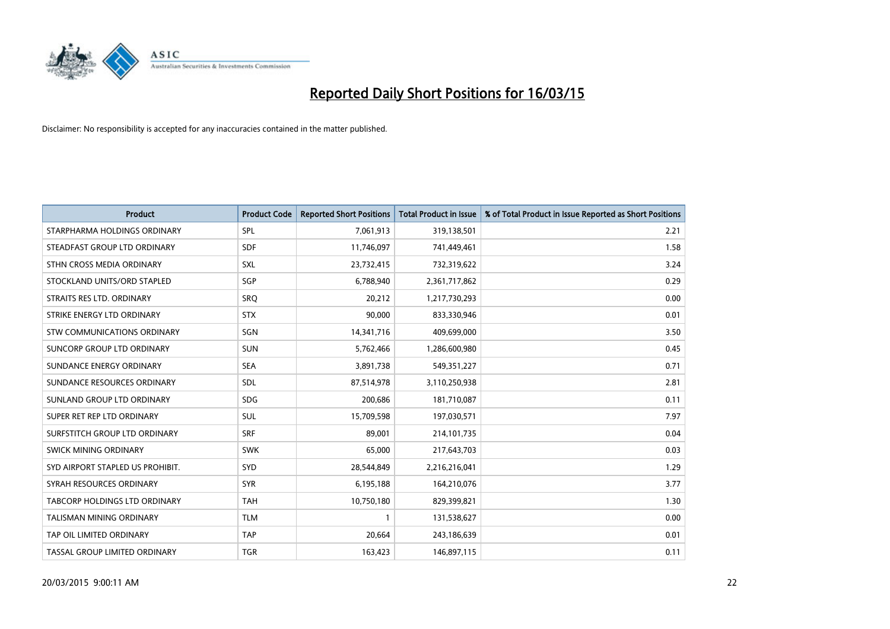# Reported Daily Short Positions for 16/03/15

Disclaimer: No responsibility is accepted for any inaccuracies contained in the matter published.

| Product | Product Code | Reported Short Positions | Total Product in Issue | % of Total Product in Issue Reported as Short Positions |
|---|---|---|---|---|
| STARPHARMA HOLDINGS ORDINARY | SPL | 7,061,913 | 319,138,501 | 2.21 |
| STEADFAST GROUP LTD ORDINARY | SDF | 11,746,097 | 741,449,461 | 1.58 |
| STHN CROSS MEDIA ORDINARY | SXL | 23,732,415 | 732,319,622 | 3.24 |
| STOCKLAND UNITS/ORD STAPLED | SGP | 6,788,940 | 2,361,717,862 | 0.29 |
| STRAITS RES LTD. ORDINARY | SRQ | 20,212 | 1,217,730,293 | 0.00 |
| STRIKE ENERGY LTD ORDINARY | STX | 90,000 | 833,330,946 | 0.01 |
| STW COMMUNICATIONS ORDINARY | SGN | 14,341,716 | 409,699,000 | 3.50 |
| SUNCORP GROUP LTD ORDINARY | SUN | 5,762,466 | 1,286,600,980 | 0.45 |
| SUNDANCE ENERGY ORDINARY | SEA | 3,891,738 | 549,351,227 | 0.71 |
| SUNDANCE RESOURCES ORDINARY | SDL | 87,514,978 | 3,110,250,938 | 2.81 |
| SUNLAND GROUP LTD ORDINARY | SDG | 200,686 | 181,710,087 | 0.11 |
| SUPER RET REP LTD ORDINARY | SUL | 15,709,598 | 197,030,571 | 7.97 |
| SURFSTITCH GROUP LTD ORDINARY | SRF | 89,001 | 214,101,735 | 0.04 |
| SWICK MINING ORDINARY | SWK | 65,000 | 217,643,703 | 0.03 |
| SYD AIRPORT STAPLED US PROHIBIT. | SYD | 28,544,849 | 2,216,216,041 | 1.29 |
| SYRAH RESOURCES ORDINARY | SYR | 6,195,188 | 164,210,076 | 3.77 |
| TABCORP HOLDINGS LTD ORDINARY | TAH | 10,750,180 | 829,399,821 | 1.30 |
| TALISMAN MINING ORDINARY | TLM | 1 | 131,538,627 | 0.00 |
| TAP OIL LIMITED ORDINARY | TAP | 20,664 | 243,186,639 | 0.01 |
| TASSAL GROUP LIMITED ORDINARY | TGR | 163,423 | 146,897,115 | 0.11 |

20/03/2015 9:00:11 AM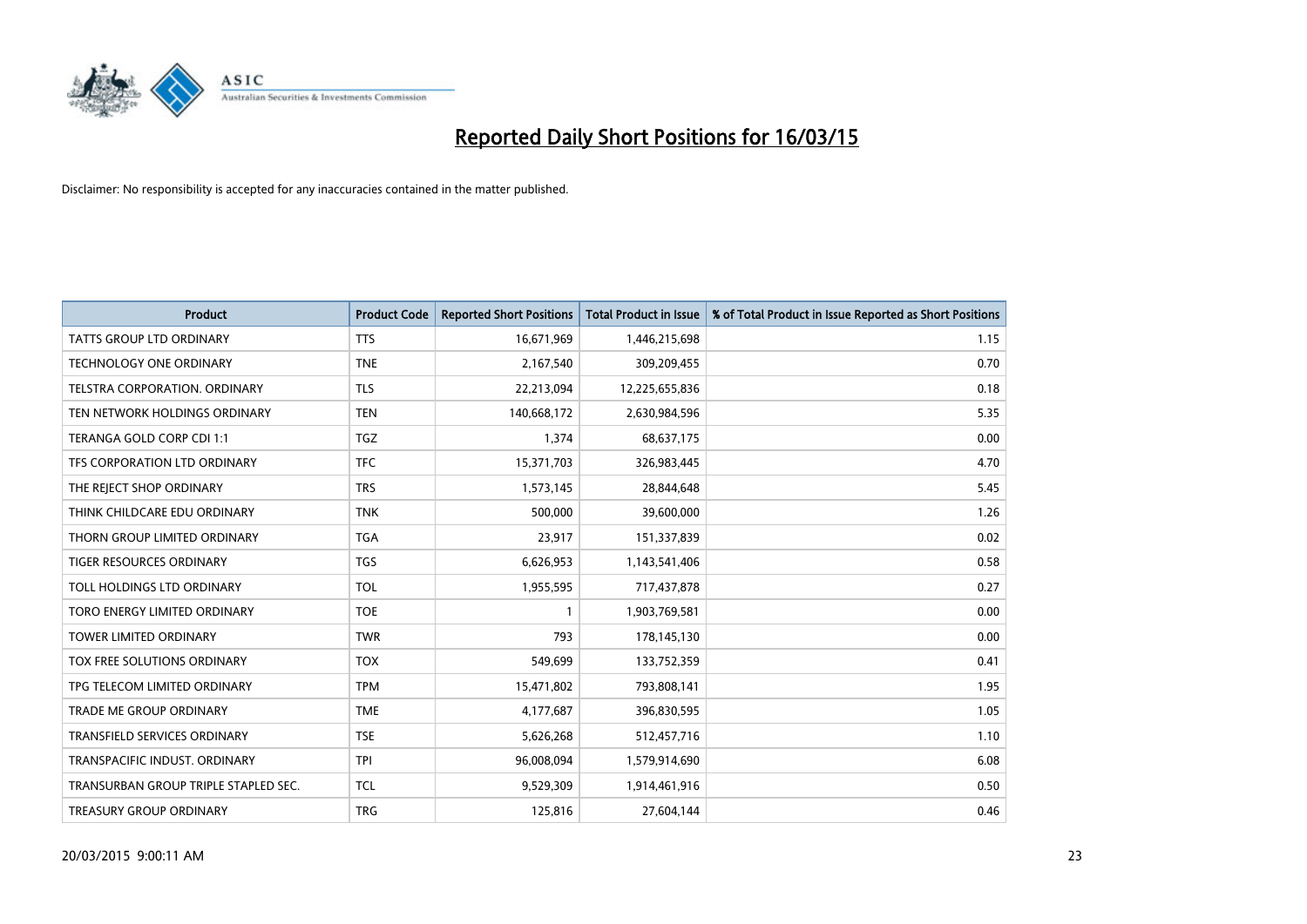# Reported Daily Short Positions for 16/03/15

Disclaimer: No responsibility is accepted for any inaccuracies contained in the matter published.

| Product | Product Code | Reported Short Positions | Total Product in Issue | % of Total Product in Issue Reported as Short Positions |
|---|---|---|---|---|
| TATTS GROUP LTD ORDINARY | TTS | 16,671,969 | 1,446,215,698 | 1.15 |
| TECHNOLOGY ONE ORDINARY | TNE | 2,167,540 | 309,209,455 | 0.70 |
| TELSTRA CORPORATION. ORDINARY | TLS | 22,213,094 | 12,225,655,836 | 0.18 |
| TEN NETWORK HOLDINGS ORDINARY | TEN | 140,668,172 | 2,630,984,596 | 5.35 |
| TERANGA GOLD CORP CDI 1:1 | TGZ | 1,374 | 68,637,175 | 0.00 |
| TFS CORPORATION LTD ORDINARY | TFC | 15,371,703 | 326,983,445 | 4.70 |
| THE REJECT SHOP ORDINARY | TRS | 1,573,145 | 28,844,648 | 5.45 |
| THINK CHILDCARE EDU ORDINARY | TNK | 500,000 | 39,600,000 | 1.26 |
| THORN GROUP LIMITED ORDINARY | TGA | 23,917 | 151,337,839 | 0.02 |
| TIGER RESOURCES ORDINARY | TGS | 6,626,953 | 1,143,541,406 | 0.58 |
| TOLL HOLDINGS LTD ORDINARY | TOL | 1,955,595 | 717,437,878 | 0.27 |
| TORO ENERGY LIMITED ORDINARY | TOE | 1 | 1,903,769,581 | 0.00 |
| TOWER LIMITED ORDINARY | TWR | 793 | 178,145,130 | 0.00 |
| TOX FREE SOLUTIONS ORDINARY | TOX | 549,699 | 133,752,359 | 0.41 |
| TPG TELECOM LIMITED ORDINARY | TPM | 15,471,802 | 793,808,141 | 1.95 |
| TRADE ME GROUP ORDINARY | TME | 4,177,687 | 396,830,595 | 1.05 |
| TRANSFIELD SERVICES ORDINARY | TSE | 5,626,268 | 512,457,716 | 1.10 |
| TRANSPACIFIC INDUST. ORDINARY | TPI | 96,008,094 | 1,579,914,690 | 6.08 |
| TRANSURBAN GROUP TRIPLE STAPLED SEC. | TCL | 9,529,309 | 1,914,461,916 | 0.50 |
| TREASURY GROUP ORDINARY | TRG | 125,816 | 27,604,144 | 0.46 |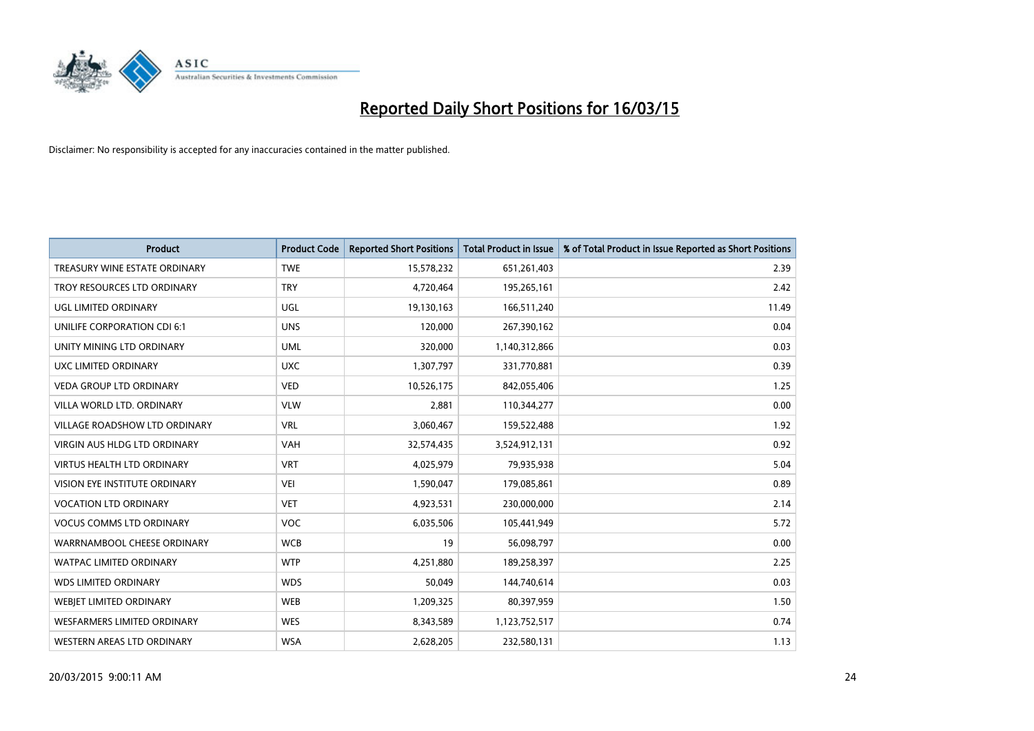# Reported Daily Short Positions for 16/03/15

Disclaimer: No responsibility is accepted for any inaccuracies contained in the matter published.

| Product | Product Code | Reported Short Positions | Total Product in Issue | % of Total Product in Issue Reported as Short Positions |
|---|---|---|---|---|
| TREASURY WINE ESTATE ORDINARY | TWE | 15,578,232 | 651,261,403 | 2.39 |
| TROY RESOURCES LTD ORDINARY | TRY | 4,720,464 | 195,265,161 | 2.42 |
| UGL LIMITED ORDINARY | UGL | 19,130,163 | 166,511,240 | 11.49 |
| UNILIFE CORPORATION CDI 6:1 | UNS | 120,000 | 267,390,162 | 0.04 |
| UNITY MINING LTD ORDINARY | UML | 320,000 | 1,140,312,866 | 0.03 |
| UXC LIMITED ORDINARY | UXC | 1,307,797 | 331,770,881 | 0.39 |
| VEDA GROUP LTD ORDINARY | VED | 10,526,175 | 842,055,406 | 1.25 |
| VILLA WORLD LTD. ORDINARY | VLW | 2,881 | 110,344,277 | 0.00 |
| VILLAGE ROADSHOW LTD ORDINARY | VRL | 3,060,467 | 159,522,488 | 1.92 |
| VIRGIN AUS HLDG LTD ORDINARY | VAH | 32,574,435 | 3,524,912,131 | 0.92 |
| VIRTUS HEALTH LTD ORDINARY | VRT | 4,025,979 | 79,935,938 | 5.04 |
| VISION EYE INSTITUTE ORDINARY | VEI | 1,590,047 | 179,085,861 | 0.89 |
| VOCATION LTD ORDINARY | VET | 4,923,531 | 230,000,000 | 2.14 |
| VOCUS COMMS LTD ORDINARY | VOC | 6,035,506 | 105,441,949 | 5.72 |
| WARRNAMBOOL CHEESE ORDINARY | WCB | 19 | 56,098,797 | 0.00 |
| WATPAC LIMITED ORDINARY | WTP | 4,251,880 | 189,258,397 | 2.25 |
| WDS LIMITED ORDINARY | WDS | 50,049 | 144,740,614 | 0.03 |
| WEBJET LIMITED ORDINARY | WEB | 1,209,325 | 80,397,959 | 1.50 |
| WESFARMERS LIMITED ORDINARY | WES | 8,343,589 | 1,123,752,517 | 0.74 |
| WESTERN AREAS LTD ORDINARY | WSA | 2,628,205 | 232,580,131 | 1.13 |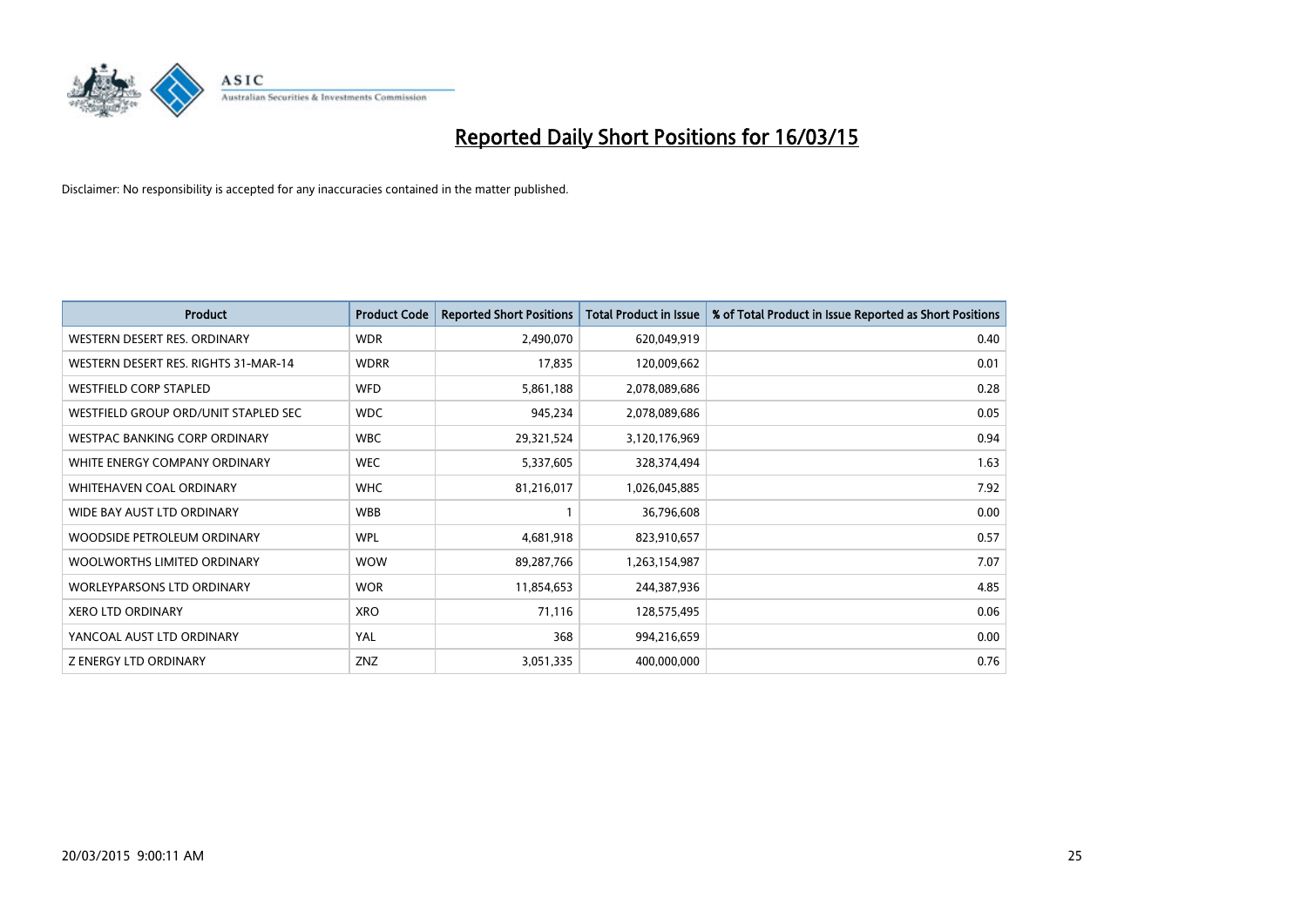# Reported Daily Short Positions for 16/03/15

Disclaimer: No responsibility is accepted for any inaccuracies contained in the matter published.

| Product | Product Code | Reported Short Positions | Total Product in Issue | % of Total Product in Issue Reported as Short Positions |
|---|---|---|---|---|
| WESTERN DESERT RES. ORDINARY | WDR | 2,490,070 | 620,049,919 | 0.40 |
| WESTERN DESERT RES. RIGHTS 31-MAR-14 | WDRR | 17,835 | 120,009,662 | 0.01 |
| WESTFIELD CORP STAPLED | WFD | 5,861,188 | 2,078,089,686 | 0.28 |
| WESTFIELD GROUP ORD/UNIT STAPLED SEC | WDC | 945,234 | 2,078,089,686 | 0.05 |
| WESTPAC BANKING CORP ORDINARY | WBC | 29,321,524 | 3,120,176,969 | 0.94 |
| WHITE ENERGY COMPANY ORDINARY | WEC | 5,337,605 | 328,374,494 | 1.63 |
| WHITEHAVEN COAL ORDINARY | WHC | 81,216,017 | 1,026,045,885 | 7.92 |
| WIDE BAY AUST LTD ORDINARY | WBB | 1 | 36,796,608 | 0.00 |
| WOODSIDE PETROLEUM ORDINARY | WPL | 4,681,918 | 823,910,657 | 0.57 |
| WOOLWORTHS LIMITED ORDINARY | WOW | 89,287,766 | 1,263,154,987 | 7.07 |
| WORLEYPARSONS LTD ORDINARY | WOR | 11,854,653 | 244,387,936 | 4.85 |
| XERO LTD ORDINARY | XRO | 71,116 | 128,575,495 | 0.06 |
| YANCOAL AUST LTD ORDINARY | YAL | 368 | 994,216,659 | 0.00 |
| Z ENERGY LTD ORDINARY | ZNZ | 3,051,335 | 400,000,000 | 0.76 |

20/03/2015 9:00:11 AM